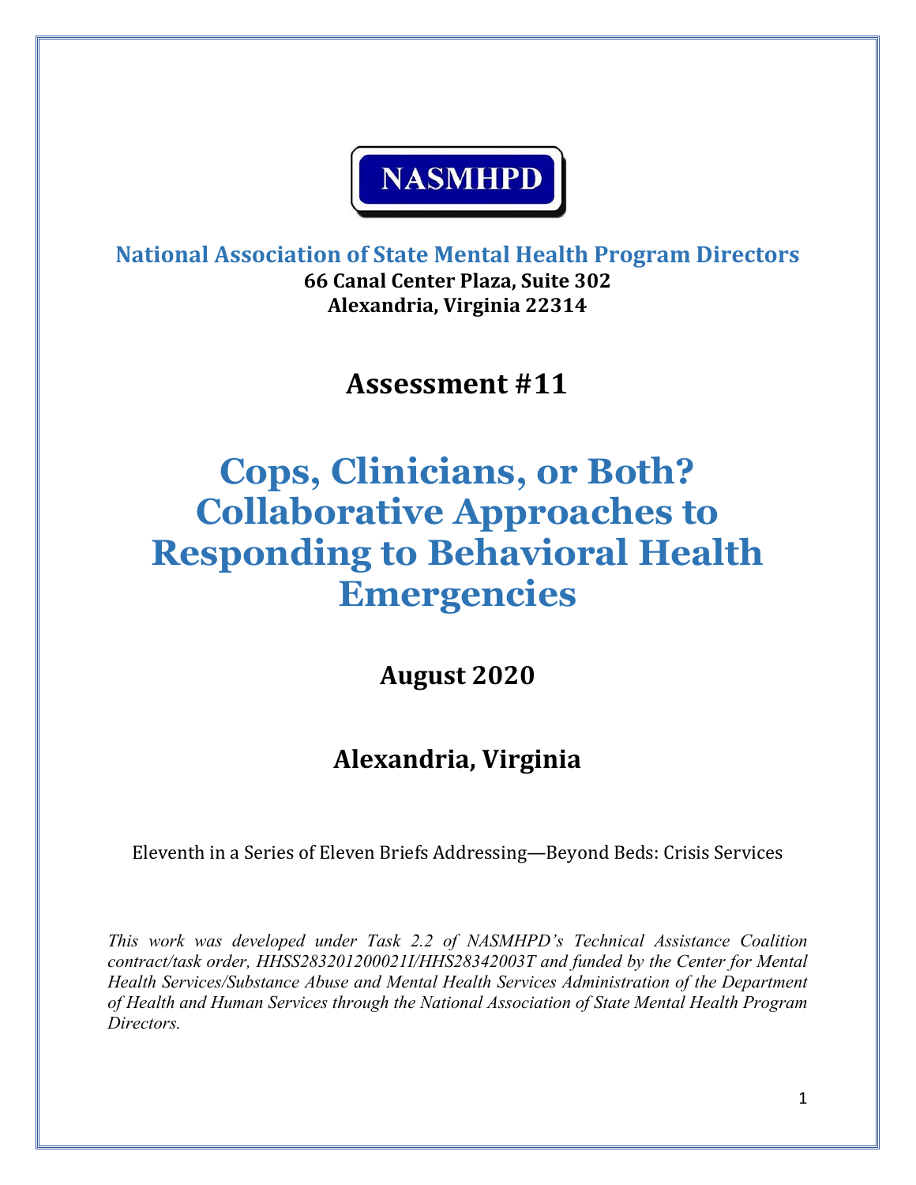**NASMHPD**

**National Association of State Mental Health Program Directors**
**66 Canal Center Plaza, Suite 302**
**Alexandria, Virginia 22314**

## Assessment #11

# Cops, Clinicians, or Both? Collaborative Approaches to Responding to Behavioral Health Emergencies

## August 2020

## Alexandria, Virginia

Eleventh in a Series of Eleven Briefs Addressing—Beyond Beds: Crisis Services

*This work was developed under Task 2.2 of NASMHPD's Technical Assistance Coalition contract/task order, HHSS283201200021I/HHS28342003T and funded by the Center for Mental Health Services/Substance Abuse and Mental Health Services Administration of the Department of Health and Human Services through the National Association of State Mental Health Program Directors.*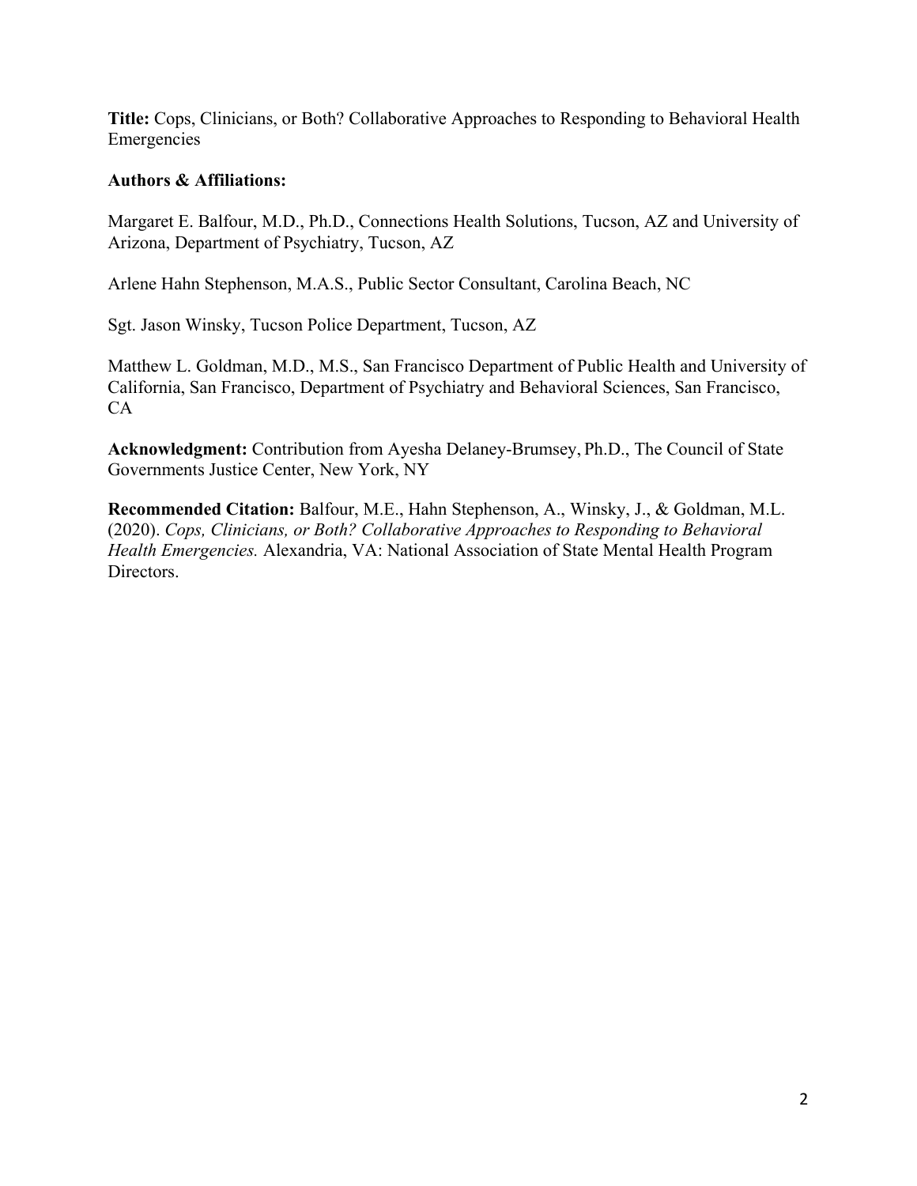**Title:** Cops, Clinicians, or Both? Collaborative Approaches to Responding to Behavioral Health Emergencies

**Authors & Affiliations:**

Margaret E. Balfour, M.D., Ph.D., Connections Health Solutions, Tucson, AZ and University of Arizona, Department of Psychiatry, Tucson, AZ

Arlene Hahn Stephenson, M.A.S., Public Sector Consultant, Carolina Beach, NC

Sgt. Jason Winsky, Tucson Police Department, Tucson, AZ

Matthew L. Goldman, M.D., M.S., San Francisco Department of Public Health and University of California, San Francisco, Department of Psychiatry and Behavioral Sciences, San Francisco, CA

**Acknowledgment:** Contribution from Ayesha Delaney-Brumsey, Ph.D., The Council of State Governments Justice Center, New York, NY

**Recommended Citation:** Balfour, M.E., Hahn Stephenson, A., Winsky, J., & Goldman, M.L. (2020). *Cops, Clinicians, or Both? Collaborative Approaches to Responding to Behavioral Health Emergencies.* Alexandria, VA: National Association of State Mental Health Program Directors.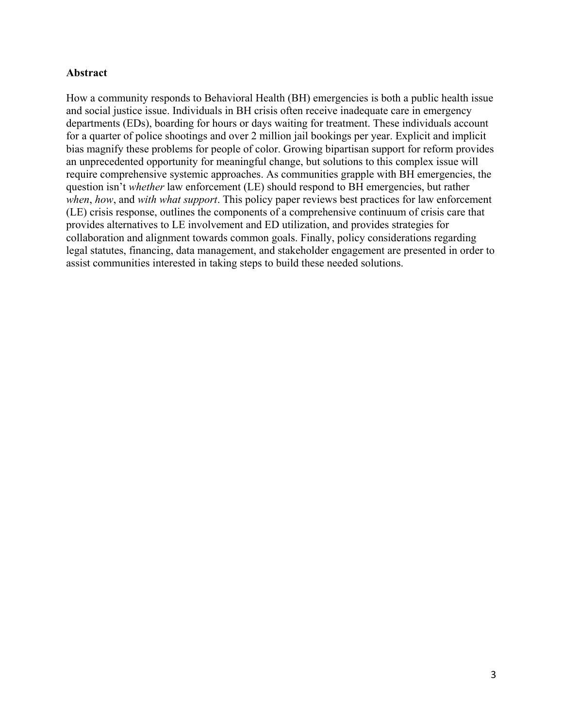## Abstract

How a community responds to Behavioral Health (BH) emergencies is both a public health issue and social justice issue. Individuals in BH crisis often receive inadequate care in emergency departments (EDs), boarding for hours or days waiting for treatment. These individuals account for a quarter of police shootings and over 2 million jail bookings per year. Explicit and implicit bias magnify these problems for people of color. Growing bipartisan support for reform provides an unprecedented opportunity for meaningful change, but solutions to this complex issue will require comprehensive systemic approaches. As communities grapple with BH emergencies, the question isn't *whether* law enforcement (LE) should respond to BH emergencies, but rather *when*, *how*, and *with what support*. This policy paper reviews best practices for law enforcement (LE) crisis response, outlines the components of a comprehensive continuum of crisis care that provides alternatives to LE involvement and ED utilization, and provides strategies for collaboration and alignment towards common goals. Finally, policy considerations regarding legal statutes, financing, data management, and stakeholder engagement are presented in order to assist communities interested in taking steps to build these needed solutions.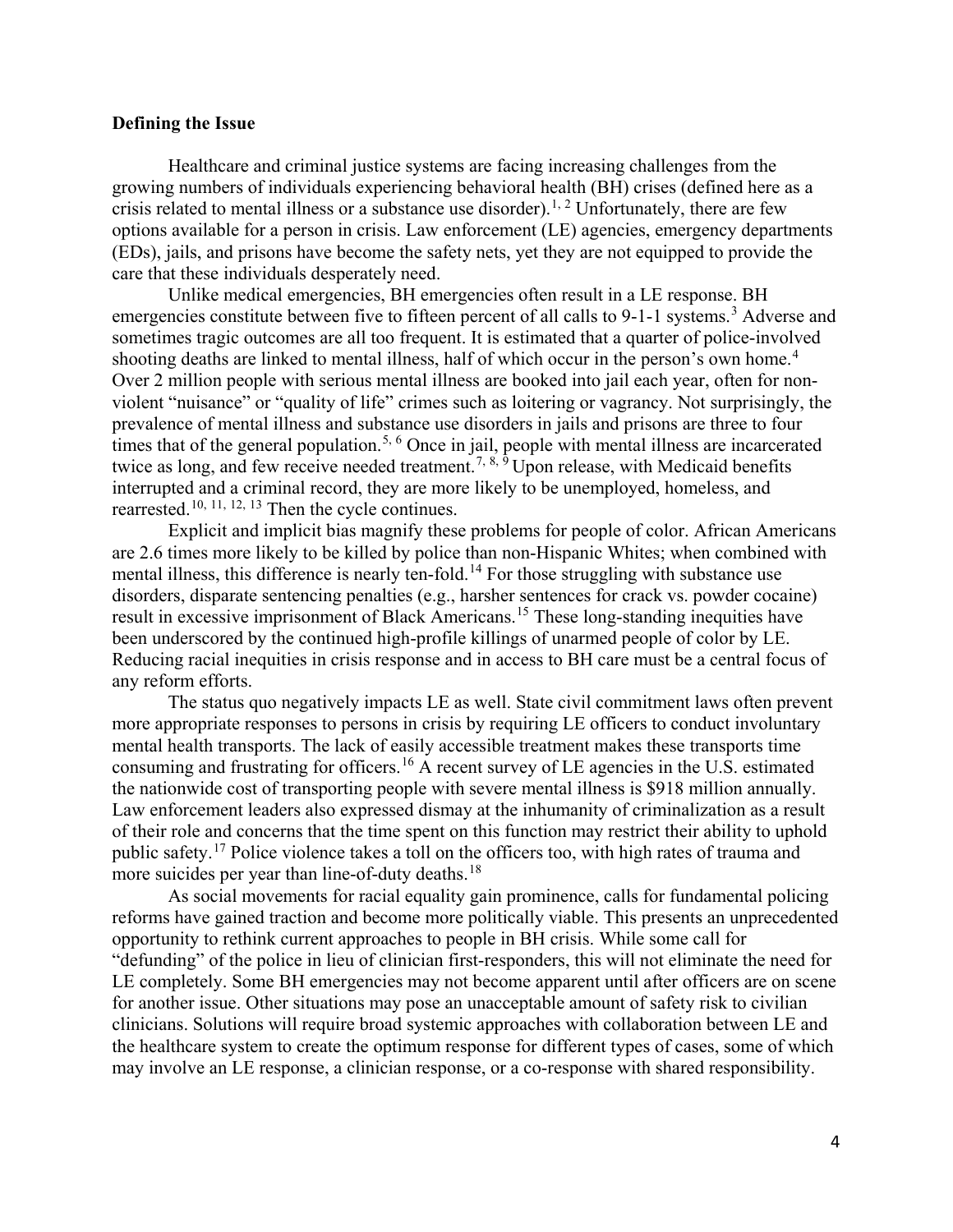**Defining the Issue**

Healthcare and criminal justice systems are facing increasing challenges from the growing numbers of individuals experiencing behavioral health (BH) crises (defined here as a crisis related to mental illness or a substance use disorder).[1, 2] Unfortunately, there are few options available for a person in crisis. Law enforcement (LE) agencies, emergency departments (EDs), jails, and prisons have become the safety nets, yet they are not equipped to provide the care that these individuals desperately need.

Unlike medical emergencies, BH emergencies often result in a LE response. BH emergencies constitute between five to fifteen percent of all calls to 9-1-1 systems.[3] Adverse and sometimes tragic outcomes are all too frequent. It is estimated that a quarter of police-involved shooting deaths are linked to mental illness, half of which occur in the person's own home.[4] Over 2 million people with serious mental illness are booked into jail each year, often for non-violent "nuisance" or "quality of life" crimes such as loitering or vagrancy. Not surprisingly, the prevalence of mental illness and substance use disorders in jails and prisons are three to four times that of the general population.[5, 6] Once in jail, people with mental illness are incarcerated twice as long, and few receive needed treatment.[7, 8, 9] Upon release, with Medicaid benefits interrupted and a criminal record, they are more likely to be unemployed, homeless, and rearrested.[10, 11, 12, 13] Then the cycle continues.

Explicit and implicit bias magnify these problems for people of color. African Americans are 2.6 times more likely to be killed by police than non-Hispanic Whites; when combined with mental illness, this difference is nearly ten-fold.[14] For those struggling with substance use disorders, disparate sentencing penalties (e.g., harsher sentences for crack vs. powder cocaine) result in excessive imprisonment of Black Americans.[15] These long-standing inequities have been underscored by the continued high-profile killings of unarmed people of color by LE. Reducing racial inequities in crisis response and in access to BH care must be a central focus of any reform efforts.

The status quo negatively impacts LE as well. State civil commitment laws often prevent more appropriate responses to persons in crisis by requiring LE officers to conduct involuntary mental health transports. The lack of easily accessible treatment makes these transports time consuming and frustrating for officers.[16] A recent survey of LE agencies in the U.S. estimated the nationwide cost of transporting people with severe mental illness is $918 million annually. Law enforcement leaders also expressed dismay at the inhumanity of criminalization as a result of their role and concerns that the time spent on this function may restrict their ability to uphold public safety.[17] Police violence takes a toll on the officers too, with high rates of trauma and more suicides per year than line-of-duty deaths.[18]

As social movements for racial equality gain prominence, calls for fundamental policing reforms have gained traction and become more politically viable. This presents an unprecedented opportunity to rethink current approaches to people in BH crisis. While some call for "defunding" of the police in lieu of clinician first-responders, this will not eliminate the need for LE completely. Some BH emergencies may not become apparent until after officers are on scene for another issue. Other situations may pose an unacceptable amount of safety risk to civilian clinicians. Solutions will require broad systemic approaches with collaboration between LE and the healthcare system to create the optimum response for different types of cases, some of which may involve an LE response, a clinician response, or a co-response with shared responsibility.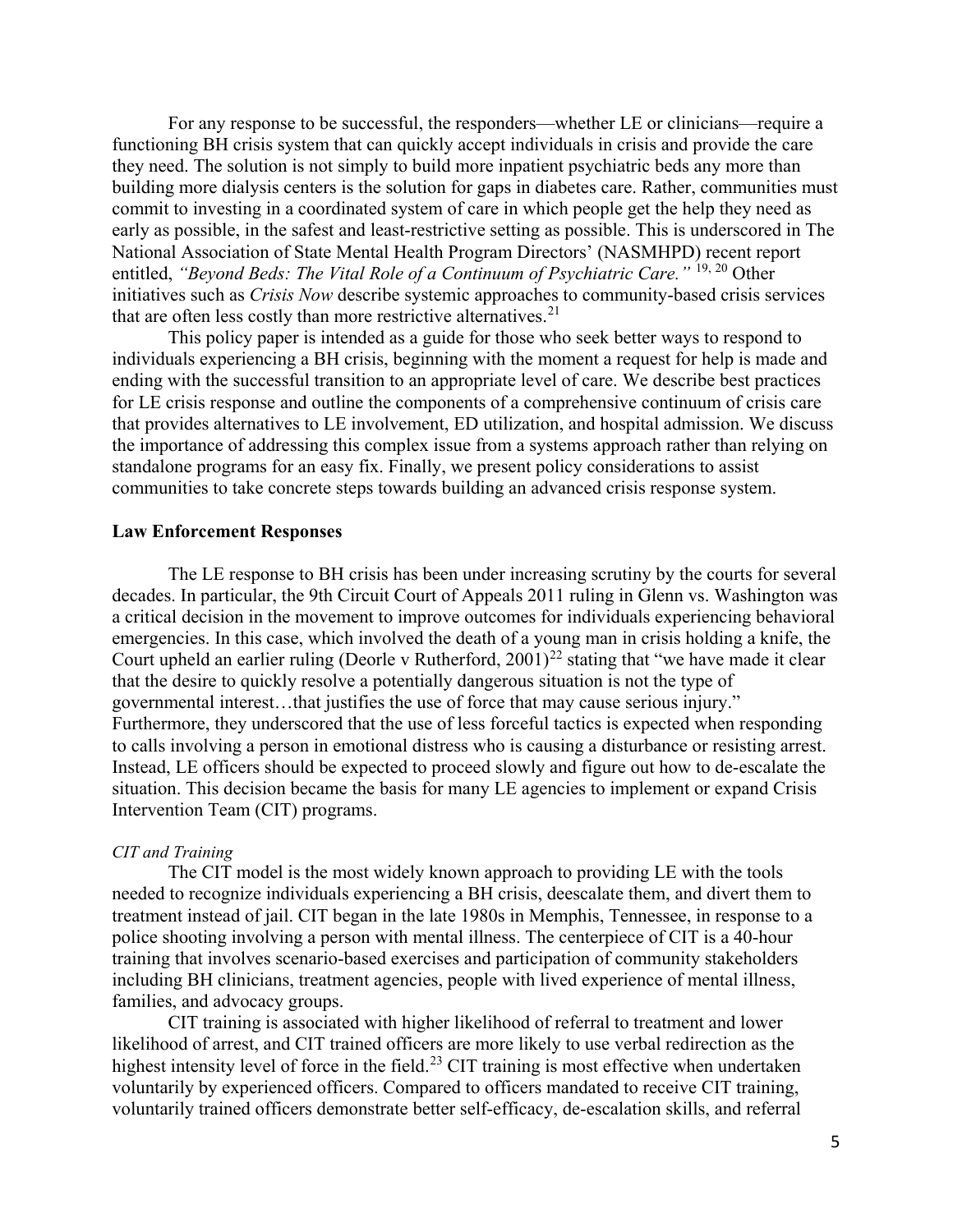For any response to be successful, the responders—whether LE or clinicians—require a functioning BH crisis system that can quickly accept individuals in crisis and provide the care they need. The solution is not simply to build more inpatient psychiatric beds any more than building more dialysis centers is the solution for gaps in diabetes care. Rather, communities must commit to investing in a coordinated system of care in which people get the help they need as early as possible, in the safest and least-restrictive setting as possible. This is underscored in The National Association of State Mental Health Program Directors' (NASMHPD) recent report entitled, *"Beyond Beds: The Vital Role of a Continuum of Psychiatric Care."* [19, 20] Other initiatives such as *Crisis Now* describe systemic approaches to community-based crisis services that are often less costly than more restrictive alternatives.[21]

This policy paper is intended as a guide for those who seek better ways to respond to individuals experiencing a BH crisis, beginning with the moment a request for help is made and ending with the successful transition to an appropriate level of care. We describe best practices for LE crisis response and outline the components of a comprehensive continuum of crisis care that provides alternatives to LE involvement, ED utilization, and hospital admission. We discuss the importance of addressing this complex issue from a systems approach rather than relying on standalone programs for an easy fix. Finally, we present policy considerations to assist communities to take concrete steps towards building an advanced crisis response system.

## Law Enforcement Responses

The LE response to BH crisis has been under increasing scrutiny by the courts for several decades. In particular, the 9th Circuit Court of Appeals 2011 ruling in Glenn vs. Washington was a critical decision in the movement to improve outcomes for individuals experiencing behavioral emergencies. In this case, which involved the death of a young man in crisis holding a knife, the Court upheld an earlier ruling (Deorle v Rutherford, 2001)[22] stating that "we have made it clear that the desire to quickly resolve a potentially dangerous situation is not the type of governmental interest…that justifies the use of force that may cause serious injury." Furthermore, they underscored that the use of less forceful tactics is expected when responding to calls involving a person in emotional distress who is causing a disturbance or resisting arrest. Instead, LE officers should be expected to proceed slowly and figure out how to de-escalate the situation. This decision became the basis for many LE agencies to implement or expand Crisis Intervention Team (CIT) programs.

### *CIT and Training*

The CIT model is the most widely known approach to providing LE with the tools needed to recognize individuals experiencing a BH crisis, deescalate them, and divert them to treatment instead of jail. CIT began in the late 1980s in Memphis, Tennessee, in response to a police shooting involving a person with mental illness. The centerpiece of CIT is a 40-hour training that involves scenario-based exercises and participation of community stakeholders including BH clinicians, treatment agencies, people with lived experience of mental illness, families, and advocacy groups.

CIT training is associated with higher likelihood of referral to treatment and lower likelihood of arrest, and CIT trained officers are more likely to use verbal redirection as the highest intensity level of force in the field.[23] CIT training is most effective when undertaken voluntarily by experienced officers. Compared to officers mandated to receive CIT training, voluntarily trained officers demonstrate better self-efficacy, de-escalation skills, and referral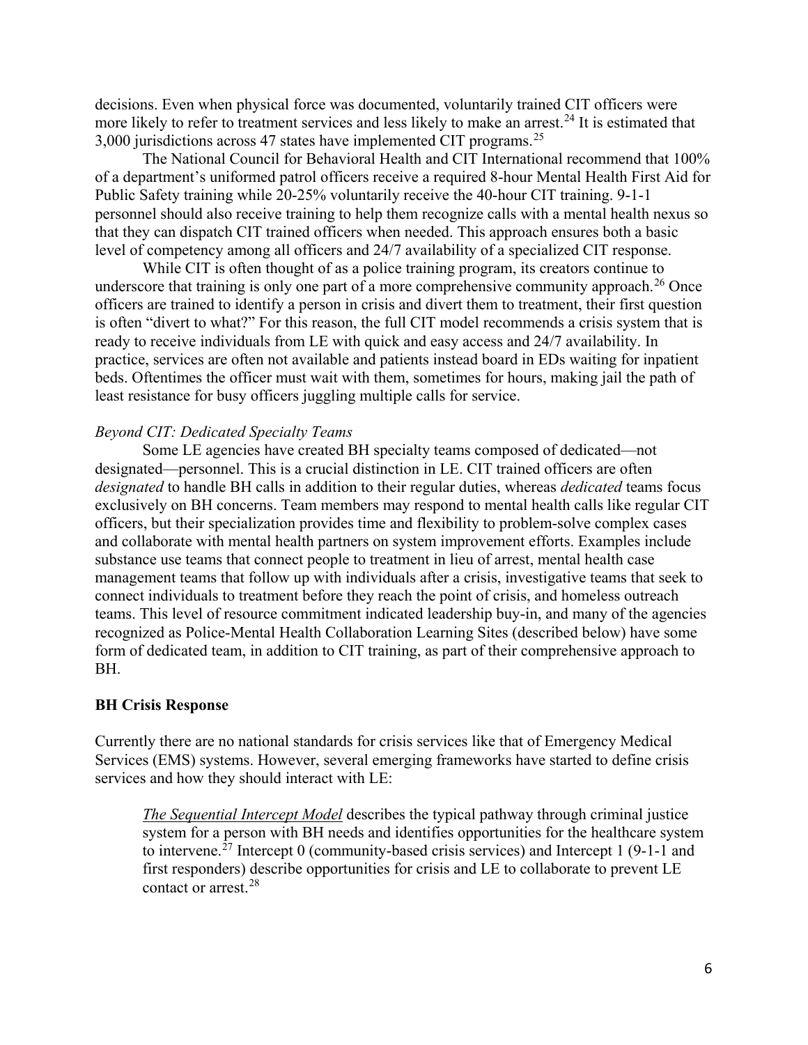decisions. Even when physical force was documented, voluntarily trained CIT officers were more likely to refer to treatment services and less likely to make an arrest.[24] It is estimated that 3,000 jurisdictions across 47 states have implemented CIT programs.[25]

The National Council for Behavioral Health and CIT International recommend that 100% of a department's uniformed patrol officers receive a required 8-hour Mental Health First Aid for Public Safety training while 20-25% voluntarily receive the 40-hour CIT training. 9-1-1 personnel should also receive training to help them recognize calls with a mental health nexus so that they can dispatch CIT trained officers when needed. This approach ensures both a basic level of competency among all officers and 24/7 availability of a specialized CIT response.

While CIT is often thought of as a police training program, its creators continue to underscore that training is only one part of a more comprehensive community approach.[26] Once officers are trained to identify a person in crisis and divert them to treatment, their first question is often "divert to what?" For this reason, the full CIT model recommends a crisis system that is ready to receive individuals from LE with quick and easy access and 24/7 availability. In practice, services are often not available and patients instead board in EDs waiting for inpatient beds. Oftentimes the officer must wait with them, sometimes for hours, making jail the path of least resistance for busy officers juggling multiple calls for service.

*Beyond CIT: Dedicated Specialty Teams*

Some LE agencies have created BH specialty teams composed of dedicated—not designated—personnel. This is a crucial distinction in LE. CIT trained officers are often *designated* to handle BH calls in addition to their regular duties, whereas *dedicated* teams focus exclusively on BH concerns. Team members may respond to mental health calls like regular CIT officers, but their specialization provides time and flexibility to problem-solve complex cases and collaborate with mental health partners on system improvement efforts. Examples include substance use teams that connect people to treatment in lieu of arrest, mental health case management teams that follow up with individuals after a crisis, investigative teams that seek to connect individuals to treatment before they reach the point of crisis, and homeless outreach teams. This level of resource commitment indicated leadership buy-in, and many of the agencies recognized as Police-Mental Health Collaboration Learning Sites (described below) have some form of dedicated team, in addition to CIT training, as part of their comprehensive approach to BH.

**BH Crisis Response**

Currently there are no national standards for crisis services like that of Emergency Medical Services (EMS) systems. However, several emerging frameworks have started to define crisis services and how they should interact with LE:

> *The Sequential Intercept Model* describes the typical pathway through criminal justice system for a person with BH needs and identifies opportunities for the healthcare system to intervene.[27] Intercept 0 (community-based crisis services) and Intercept 1 (9-1-1 and first responders) describe opportunities for crisis and LE to collaborate to prevent LE contact or arrest.[28]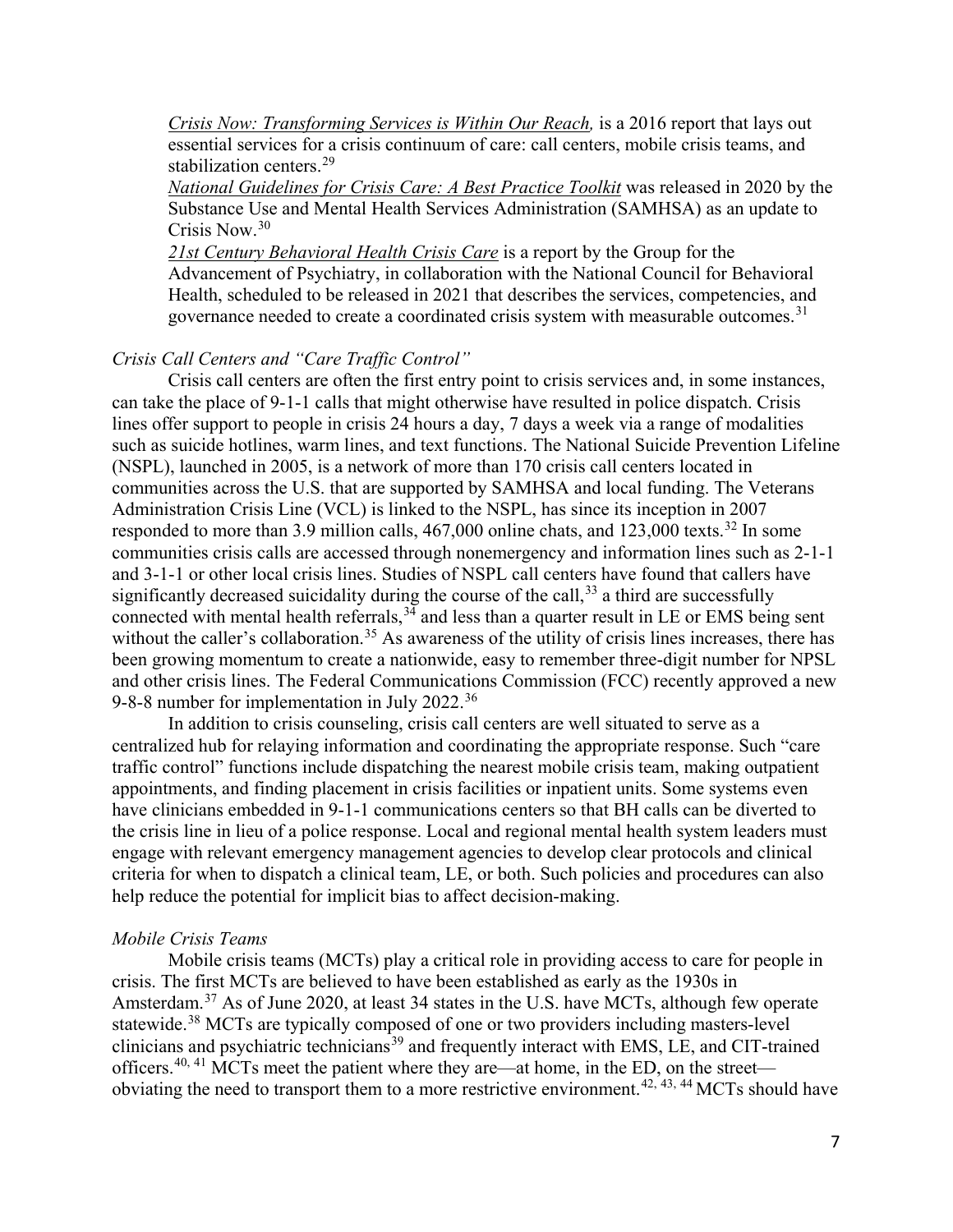*Crisis Now: Transforming Services is Within Our Reach,* is a 2016 report that lays out essential services for a crisis continuum of care: call centers, mobile crisis teams, and stabilization centers.[29]

*National Guidelines for Crisis Care: A Best Practice Toolkit* was released in 2020 by the Substance Use and Mental Health Services Administration (SAMHSA) as an update to Crisis Now.[30]

*21st Century Behavioral Health Crisis Care* is a report by the Group for the Advancement of Psychiatry, in collaboration with the National Council for Behavioral Health, scheduled to be released in 2021 that describes the services, competencies, and governance needed to create a coordinated crisis system with measurable outcomes.[31]

*Crisis Call Centers and "Care Traffic Control"*

Crisis call centers are often the first entry point to crisis services and, in some instances, can take the place of 9-1-1 calls that might otherwise have resulted in police dispatch. Crisis lines offer support to people in crisis 24 hours a day, 7 days a week via a range of modalities such as suicide hotlines, warm lines, and text functions. The National Suicide Prevention Lifeline (NSPL), launched in 2005, is a network of more than 170 crisis call centers located in communities across the U.S. that are supported by SAMHSA and local funding. The Veterans Administration Crisis Line (VCL) is linked to the NSPL, has since its inception in 2007 responded to more than 3.9 million calls, 467,000 online chats, and 123,000 texts.[32] In some communities crisis calls are accessed through nonemergency and information lines such as 2-1-1 and 3-1-1 or other local crisis lines. Studies of NSPL call centers have found that callers have significantly decreased suicidality during the course of the call,[33] a third are successfully connected with mental health referrals,[34] and less than a quarter result in LE or EMS being sent without the caller's collaboration.[35] As awareness of the utility of crisis lines increases, there has been growing momentum to create a nationwide, easy to remember three-digit number for NPSL and other crisis lines. The Federal Communications Commission (FCC) recently approved a new 9-8-8 number for implementation in July 2022.[36]

In addition to crisis counseling, crisis call centers are well situated to serve as a centralized hub for relaying information and coordinating the appropriate response. Such "care traffic control" functions include dispatching the nearest mobile crisis team, making outpatient appointments, and finding placement in crisis facilities or inpatient units. Some systems even have clinicians embedded in 9-1-1 communications centers so that BH calls can be diverted to the crisis line in lieu of a police response. Local and regional mental health system leaders must engage with relevant emergency management agencies to develop clear protocols and clinical criteria for when to dispatch a clinical team, LE, or both. Such policies and procedures can also help reduce the potential for implicit bias to affect decision-making.

*Mobile Crisis Teams*

Mobile crisis teams (MCTs) play a critical role in providing access to care for people in crisis. The first MCTs are believed to have been established as early as the 1930s in Amsterdam.[37] As of June 2020, at least 34 states in the U.S. have MCTs, although few operate statewide.[38] MCTs are typically composed of one or two providers including masters-level clinicians and psychiatric technicians[39] and frequently interact with EMS, LE, and CIT-trained officers.[40, 41] MCTs meet the patient where they are—at home, in the ED, on the street—obviating the need to transport them to a more restrictive environment.[42, 43, 44] MCTs should have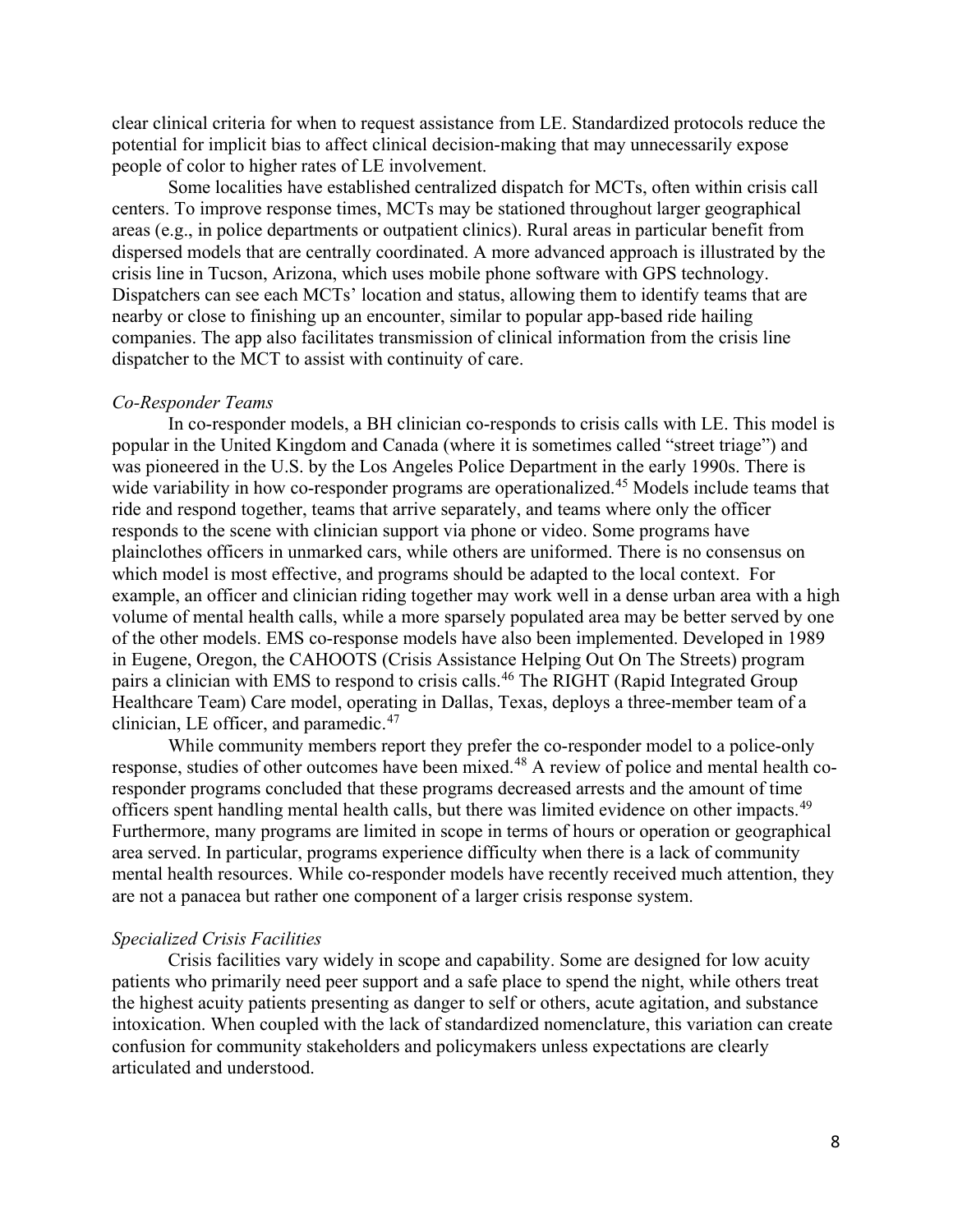clear clinical criteria for when to request assistance from LE. Standardized protocols reduce the potential for implicit bias to affect clinical decision-making that may unnecessarily expose people of color to higher rates of LE involvement.

Some localities have established centralized dispatch for MCTs, often within crisis call centers. To improve response times, MCTs may be stationed throughout larger geographical areas (e.g., in police departments or outpatient clinics). Rural areas in particular benefit from dispersed models that are centrally coordinated. A more advanced approach is illustrated by the crisis line in Tucson, Arizona, which uses mobile phone software with GPS technology. Dispatchers can see each MCTs' location and status, allowing them to identify teams that are nearby or close to finishing up an encounter, similar to popular app-based ride hailing companies. The app also facilitates transmission of clinical information from the crisis line dispatcher to the MCT to assist with continuity of care.

*Co-Responder Teams*

In co-responder models, a BH clinician co-responds to crisis calls with LE. This model is popular in the United Kingdom and Canada (where it is sometimes called "street triage") and was pioneered in the U.S. by the Los Angeles Police Department in the early 1990s. There is wide variability in how co-responder programs are operationalized.[45] Models include teams that ride and respond together, teams that arrive separately, and teams where only the officer responds to the scene with clinician support via phone or video. Some programs have plainclothes officers in unmarked cars, while others are uniformed. There is no consensus on which model is most effective, and programs should be adapted to the local context. For example, an officer and clinician riding together may work well in a dense urban area with a high volume of mental health calls, while a more sparsely populated area may be better served by one of the other models. EMS co-response models have also been implemented. Developed in 1989 in Eugene, Oregon, the CAHOOTS (Crisis Assistance Helping Out On The Streets) program pairs a clinician with EMS to respond to crisis calls.[46] The RIGHT (Rapid Integrated Group Healthcare Team) Care model, operating in Dallas, Texas, deploys a three-member team of a clinician, LE officer, and paramedic.[47]

While community members report they prefer the co-responder model to a police-only response, studies of other outcomes have been mixed.[48] A review of police and mental health co-responder programs concluded that these programs decreased arrests and the amount of time officers spent handling mental health calls, but there was limited evidence on other impacts.[49] Furthermore, many programs are limited in scope in terms of hours or operation or geographical area served. In particular, programs experience difficulty when there is a lack of community mental health resources. While co-responder models have recently received much attention, they are not a panacea but rather one component of a larger crisis response system.

*Specialized Crisis Facilities*

Crisis facilities vary widely in scope and capability. Some are designed for low acuity patients who primarily need peer support and a safe place to spend the night, while others treat the highest acuity patients presenting as danger to self or others, acute agitation, and substance intoxication. When coupled with the lack of standardized nomenclature, this variation can create confusion for community stakeholders and policymakers unless expectations are clearly articulated and understood.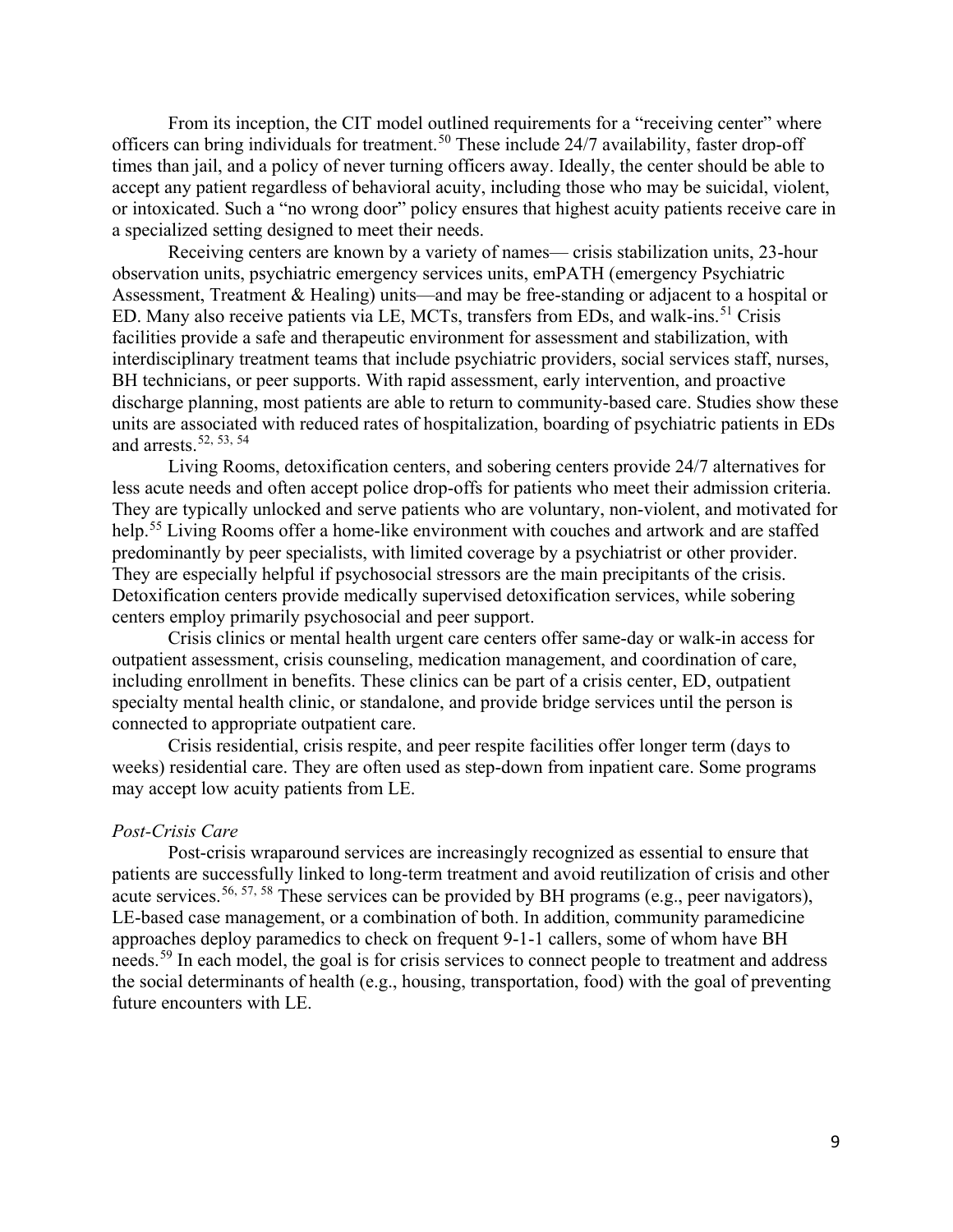From its inception, the CIT model outlined requirements for a "receiving center" where officers can bring individuals for treatment.[50] These include 24/7 availability, faster drop-off times than jail, and a policy of never turning officers away. Ideally, the center should be able to accept any patient regardless of behavioral acuity, including those who may be suicidal, violent, or intoxicated. Such a "no wrong door" policy ensures that highest acuity patients receive care in a specialized setting designed to meet their needs.

Receiving centers are known by a variety of names— crisis stabilization units, 23-hour observation units, psychiatric emergency services units, emPATH (emergency Psychiatric Assessment, Treatment & Healing) units—and may be free-standing or adjacent to a hospital or ED. Many also receive patients via LE, MCTs, transfers from EDs, and walk-ins.[51] Crisis facilities provide a safe and therapeutic environment for assessment and stabilization, with interdisciplinary treatment teams that include psychiatric providers, social services staff, nurses, BH technicians, or peer supports. With rapid assessment, early intervention, and proactive discharge planning, most patients are able to return to community-based care. Studies show these units are associated with reduced rates of hospitalization, boarding of psychiatric patients in EDs and arrests.[52, 53, 54]

Living Rooms, detoxification centers, and sobering centers provide 24/7 alternatives for less acute needs and often accept police drop-offs for patients who meet their admission criteria. They are typically unlocked and serve patients who are voluntary, non-violent, and motivated for help.[55] Living Rooms offer a home-like environment with couches and artwork and are staffed predominantly by peer specialists, with limited coverage by a psychiatrist or other provider. They are especially helpful if psychosocial stressors are the main precipitants of the crisis. Detoxification centers provide medically supervised detoxification services, while sobering centers employ primarily psychosocial and peer support.

Crisis clinics or mental health urgent care centers offer same-day or walk-in access for outpatient assessment, crisis counseling, medication management, and coordination of care, including enrollment in benefits. These clinics can be part of a crisis center, ED, outpatient specialty mental health clinic, or standalone, and provide bridge services until the person is connected to appropriate outpatient care.

Crisis residential, crisis respite, and peer respite facilities offer longer term (days to weeks) residential care. They are often used as step-down from inpatient care. Some programs may accept low acuity patients from LE.

*Post-Crisis Care*

Post-crisis wraparound services are increasingly recognized as essential to ensure that patients are successfully linked to long-term treatment and avoid reutilization of crisis and other acute services.[56, 57, 58] These services can be provided by BH programs (e.g., peer navigators), LE-based case management, or a combination of both. In addition, community paramedicine approaches deploy paramedics to check on frequent 9-1-1 callers, some of whom have BH needs.[59] In each model, the goal is for crisis services to connect people to treatment and address the social determinants of health (e.g., housing, transportation, food) with the goal of preventing future encounters with LE.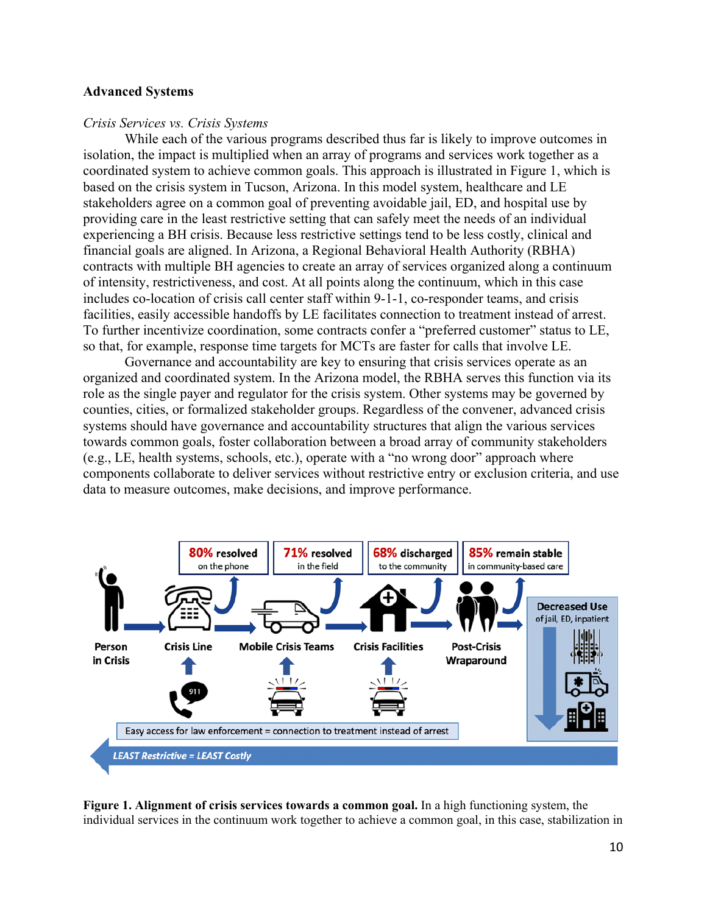## Advanced Systems

*Crisis Services vs. Crisis Systems*

While each of the various programs described thus far is likely to improve outcomes in isolation, the impact is multiplied when an array of programs and services work together as a coordinated system to achieve common goals. This approach is illustrated in Figure 1, which is based on the crisis system in Tucson, Arizona. In this model system, healthcare and LE stakeholders agree on a common goal of preventing avoidable jail, ED, and hospital use by providing care in the least restrictive setting that can safely meet the needs of an individual experiencing a BH crisis. Because less restrictive settings tend to be less costly, clinical and financial goals are aligned. In Arizona, a Regional Behavioral Health Authority (RBHA) contracts with multiple BH agencies to create an array of services organized along a continuum of intensity, restrictiveness, and cost. At all points along the continuum, which in this case includes co-location of crisis call center staff within 9-1-1, co-responder teams, and crisis facilities, easily accessible handoffs by LE facilitates connection to treatment instead of arrest. To further incentivize coordination, some contracts confer a "preferred customer" status to LE, so that, for example, response time targets for MCTs are faster for calls that involve LE.

Governance and accountability are key to ensuring that crisis services operate as an organized and coordinated system. In the Arizona model, the RBHA serves this function via its role as the single payer and regulator for the crisis system. Other systems may be governed by counties, cities, or formalized stakeholder groups. Regardless of the convener, advanced crisis systems should have governance and accountability structures that align the various services towards common goals, foster collaboration between a broad array of community stakeholders (e.g., LE, health systems, schools, etc.), operate with a "no wrong door" approach where components collaborate to deliver services without restrictive entry or exclusion criteria, and use data to measure outcomes, make decisions, and improve performance.

Person in Crisis → Crisis Line (80% resolved on the phone) → Mobile Crisis Teams (71% resolved in the field) → Crisis Facilities (68% discharged to the community) → Post-Crisis Wraparound (85% remain stable in community-based care) → Decreased Use of jail, ED, inpatient

Easy access for law enforcement = connection to treatment instead of arrest

LEAST Restrictive = LEAST Costly

**Figure 1. Alignment of crisis services towards a common goal.** In a high functioning system, the individual services in the continuum work together to achieve a common goal, in this case, stabilization in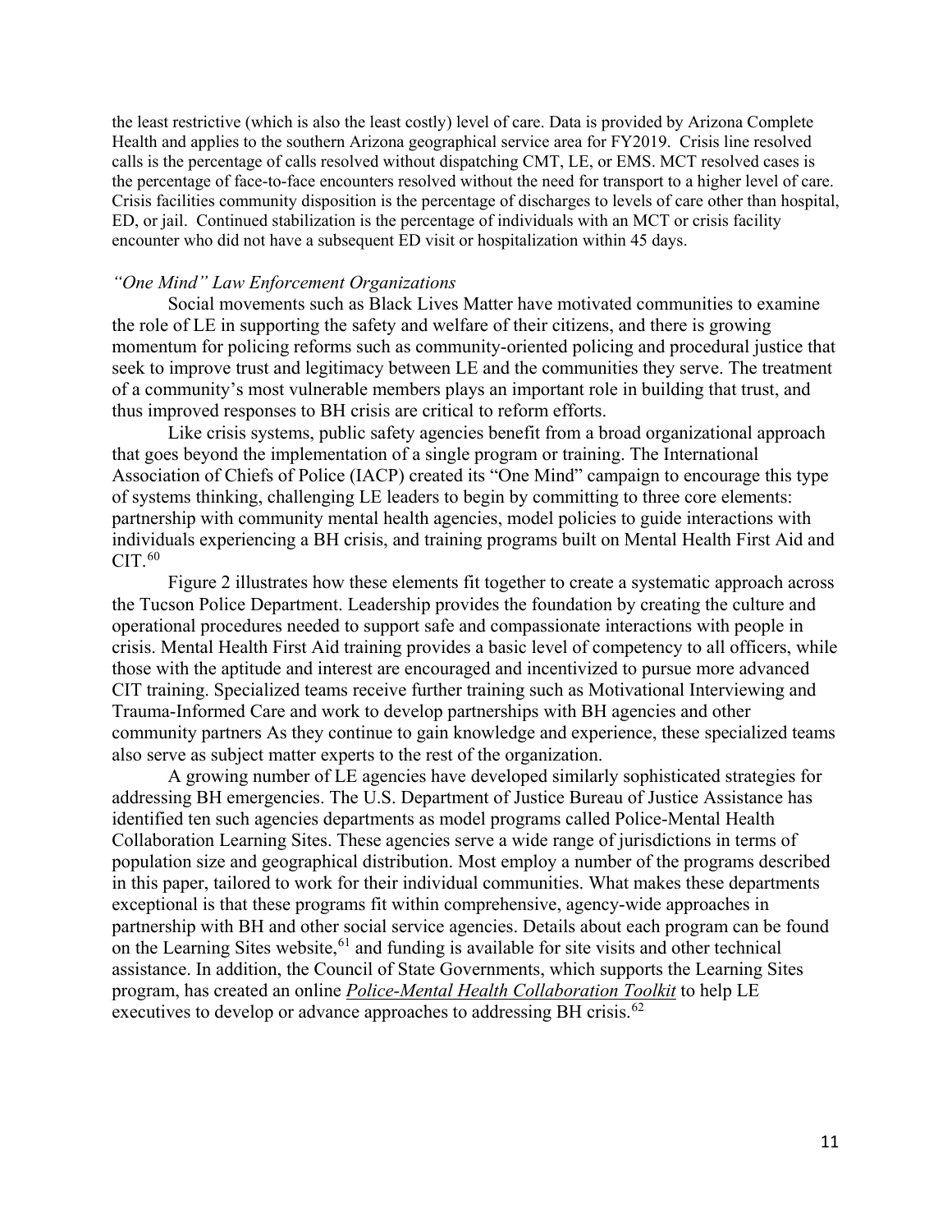the least restrictive (which is also the least costly) level of care. Data is provided by Arizona Complete Health and applies to the southern Arizona geographical service area for FY2019. Crisis line resolved calls is the percentage of calls resolved without dispatching CMT, LE, or EMS. MCT resolved cases is the percentage of face-to-face encounters resolved without the need for transport to a higher level of care. Crisis facilities community disposition is the percentage of discharges to levels of care other than hospital, ED, or jail. Continued stabilization is the percentage of individuals with an MCT or crisis facility encounter who did not have a subsequent ED visit or hospitalization within 45 days.

### *"One Mind" Law Enforcement Organizations*

Social movements such as Black Lives Matter have motivated communities to examine the role of LE in supporting the safety and welfare of their citizens, and there is growing momentum for policing reforms such as community-oriented policing and procedural justice that seek to improve trust and legitimacy between LE and the communities they serve. The treatment of a community's most vulnerable members plays an important role in building that trust, and thus improved responses to BH crisis are critical to reform efforts.

Like crisis systems, public safety agencies benefit from a broad organizational approach that goes beyond the implementation of a single program or training. The International Association of Chiefs of Police (IACP) created its "One Mind" campaign to encourage this type of systems thinking, challenging LE leaders to begin by committing to three core elements: partnership with community mental health agencies, model policies to guide interactions with individuals experiencing a BH crisis, and training programs built on Mental Health First Aid and CIT.[60]

Figure 2 illustrates how these elements fit together to create a systematic approach across the Tucson Police Department. Leadership provides the foundation by creating the culture and operational procedures needed to support safe and compassionate interactions with people in crisis. Mental Health First Aid training provides a basic level of competency to all officers, while those with the aptitude and interest are encouraged and incentivized to pursue more advanced CIT training. Specialized teams receive further training such as Motivational Interviewing and Trauma-Informed Care and work to develop partnerships with BH agencies and other community partners As they continue to gain knowledge and experience, these specialized teams also serve as subject matter experts to the rest of the organization.

A growing number of LE agencies have developed similarly sophisticated strategies for addressing BH emergencies. The U.S. Department of Justice Bureau of Justice Assistance has identified ten such agencies departments as model programs called Police-Mental Health Collaboration Learning Sites. These agencies serve a wide range of jurisdictions in terms of population size and geographical distribution. Most employ a number of the programs described in this paper, tailored to work for their individual communities. What makes these departments exceptional is that these programs fit within comprehensive, agency-wide approaches in partnership with BH and other social service agencies. Details about each program can be found on the Learning Sites website,[61] and funding is available for site visits and other technical assistance. In addition, the Council of State Governments, which supports the Learning Sites program, has created an online *Police-Mental Health Collaboration Toolkit* to help LE executives to develop or advance approaches to addressing BH crisis.[62]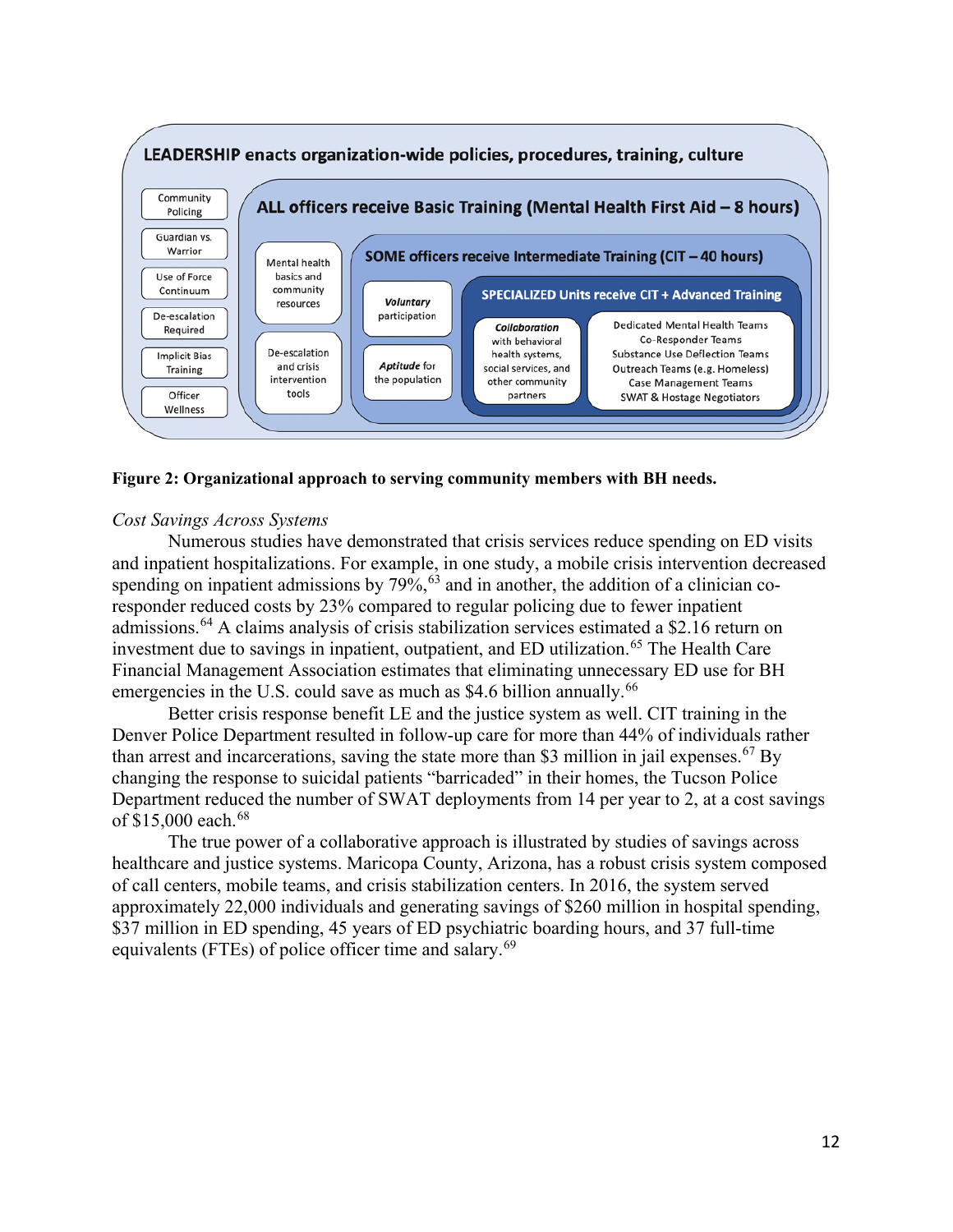**LEADERSHIP enacts organization-wide policies, procedures, training, culture**

- Community Policing
- Guardian vs. Warrior
- Use of Force Continuum
- De-escalation Required
- Implicit Bias Training
- Officer Wellness

**ALL officers receive Basic Training (Mental Health First Aid – 8 hours)**

- Mental health basics and community resources
- De-escalation and crisis intervention tools

**SOME officers receive Intermediate Training (CIT – 40 hours)**

- *Voluntary* participation
- *Aptitude* for the population

**SPECIALIZED Units receive CIT + Advanced Training**

- *Collaboration* with behavioral health systems, social services, and other community partners
- Dedicated Mental Health Teams
- Co-Responder Teams
- Substance Use Deflection Teams
- Outreach Teams (e.g. Homeless)
- Case Management Teams
- SWAT & Hostage Negotiators

**Figure 2: Organizational approach to serving community members with BH needs.**

*Cost Savings Across Systems*

Numerous studies have demonstrated that crisis services reduce spending on ED visits and inpatient hospitalizations. For example, in one study, a mobile crisis intervention decreased spending on inpatient admissions by 79%,[63] and in another, the addition of a clinician co-responder reduced costs by 23% compared to regular policing due to fewer inpatient admissions.[64] A claims analysis of crisis stabilization services estimated a $2.16 return on investment due to savings in inpatient, outpatient, and ED utilization.[65] The Health Care Financial Management Association estimates that eliminating unnecessary ED use for BH emergencies in the U.S. could save as much as $4.6 billion annually.[66]

Better crisis response benefit LE and the justice system as well. CIT training in the Denver Police Department resulted in follow-up care for more than 44% of individuals rather than arrest and incarcerations, saving the state more than $3 million in jail expenses.[67] By changing the response to suicidal patients "barricaded" in their homes, the Tucson Police Department reduced the number of SWAT deployments from 14 per year to 2, at a cost savings of $15,000 each.[68]

The true power of a collaborative approach is illustrated by studies of savings across healthcare and justice systems. Maricopa County, Arizona, has a robust crisis system composed of call centers, mobile teams, and crisis stabilization centers. In 2016, the system served approximately 22,000 individuals and generating savings of $260 million in hospital spending, $37 million in ED spending, 45 years of ED psychiatric boarding hours, and 37 full-time equivalents (FTEs) of police officer time and salary.[69]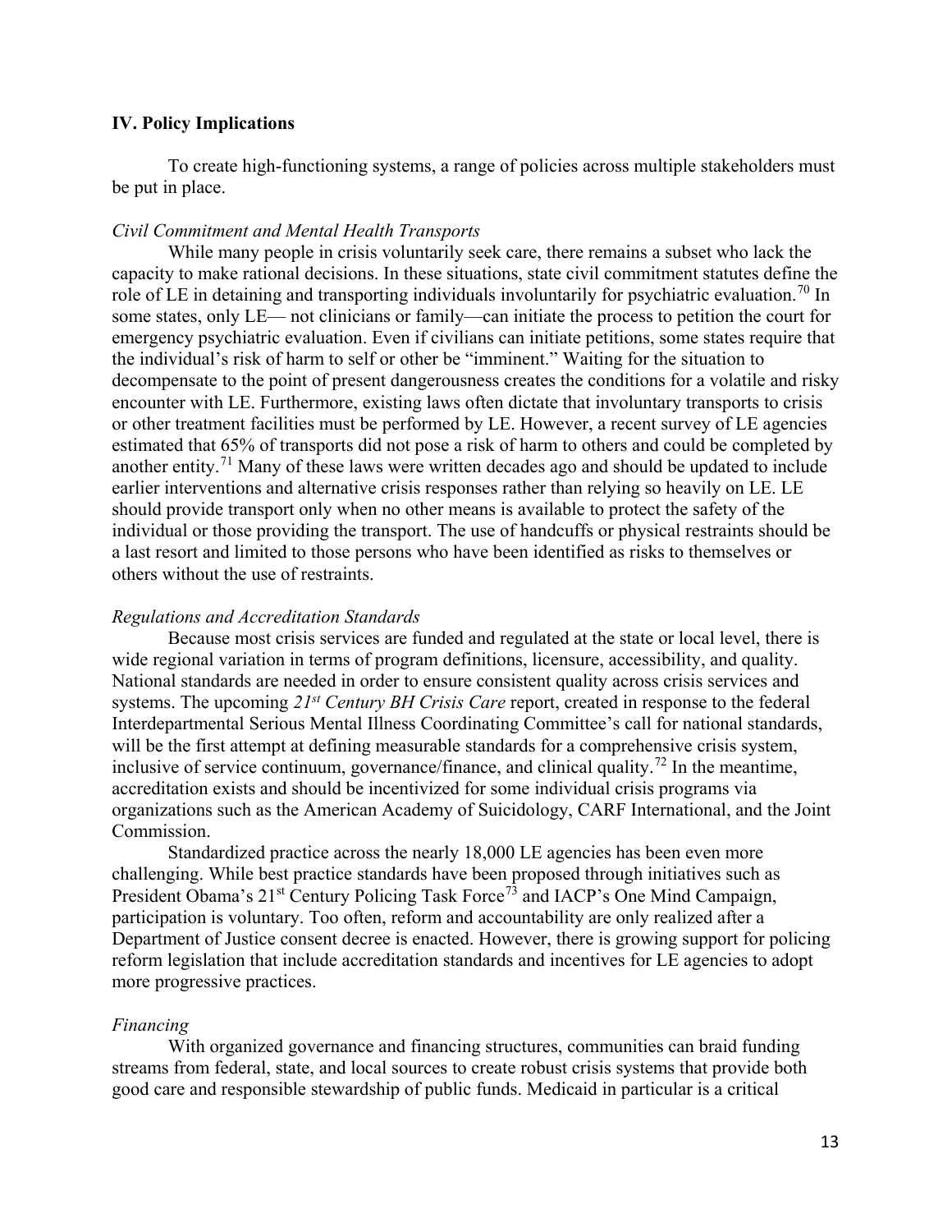## IV. Policy Implications

To create high-functioning systems, a range of policies across multiple stakeholders must be put in place.

*Civil Commitment and Mental Health Transports*

While many people in crisis voluntarily seek care, there remains a subset who lack the capacity to make rational decisions. In these situations, state civil commitment statutes define the role of LE in detaining and transporting individuals involuntarily for psychiatric evaluation.[70] In some states, only LE— not clinicians or family—can initiate the process to petition the court for emergency psychiatric evaluation. Even if civilians can initiate petitions, some states require that the individual's risk of harm to self or other be "imminent." Waiting for the situation to decompensate to the point of present dangerousness creates the conditions for a volatile and risky encounter with LE. Furthermore, existing laws often dictate that involuntary transports to crisis or other treatment facilities must be performed by LE. However, a recent survey of LE agencies estimated that 65% of transports did not pose a risk of harm to others and could be completed by another entity.[71] Many of these laws were written decades ago and should be updated to include earlier interventions and alternative crisis responses rather than relying so heavily on LE. LE should provide transport only when no other means is available to protect the safety of the individual or those providing the transport. The use of handcuffs or physical restraints should be a last resort and limited to those persons who have been identified as risks to themselves or others without the use of restraints.

*Regulations and Accreditation Standards*

Because most crisis services are funded and regulated at the state or local level, there is wide regional variation in terms of program definitions, licensure, accessibility, and quality. National standards are needed in order to ensure consistent quality across crisis services and systems. The upcoming *21st Century BH Crisis Care* report, created in response to the federal Interdepartmental Serious Mental Illness Coordinating Committee's call for national standards, will be the first attempt at defining measurable standards for a comprehensive crisis system, inclusive of service continuum, governance/finance, and clinical quality.[72] In the meantime, accreditation exists and should be incentivized for some individual crisis programs via organizations such as the American Academy of Suicidology, CARF International, and the Joint Commission.

Standardized practice across the nearly 18,000 LE agencies has been even more challenging. While best practice standards have been proposed through initiatives such as President Obama's 21st Century Policing Task Force[73] and IACP's One Mind Campaign, participation is voluntary. Too often, reform and accountability are only realized after a Department of Justice consent decree is enacted. However, there is growing support for policing reform legislation that include accreditation standards and incentives for LE agencies to adopt more progressive practices.

*Financing*

With organized governance and financing structures, communities can braid funding streams from federal, state, and local sources to create robust crisis systems that provide both good care and responsible stewardship of public funds. Medicaid in particular is a critical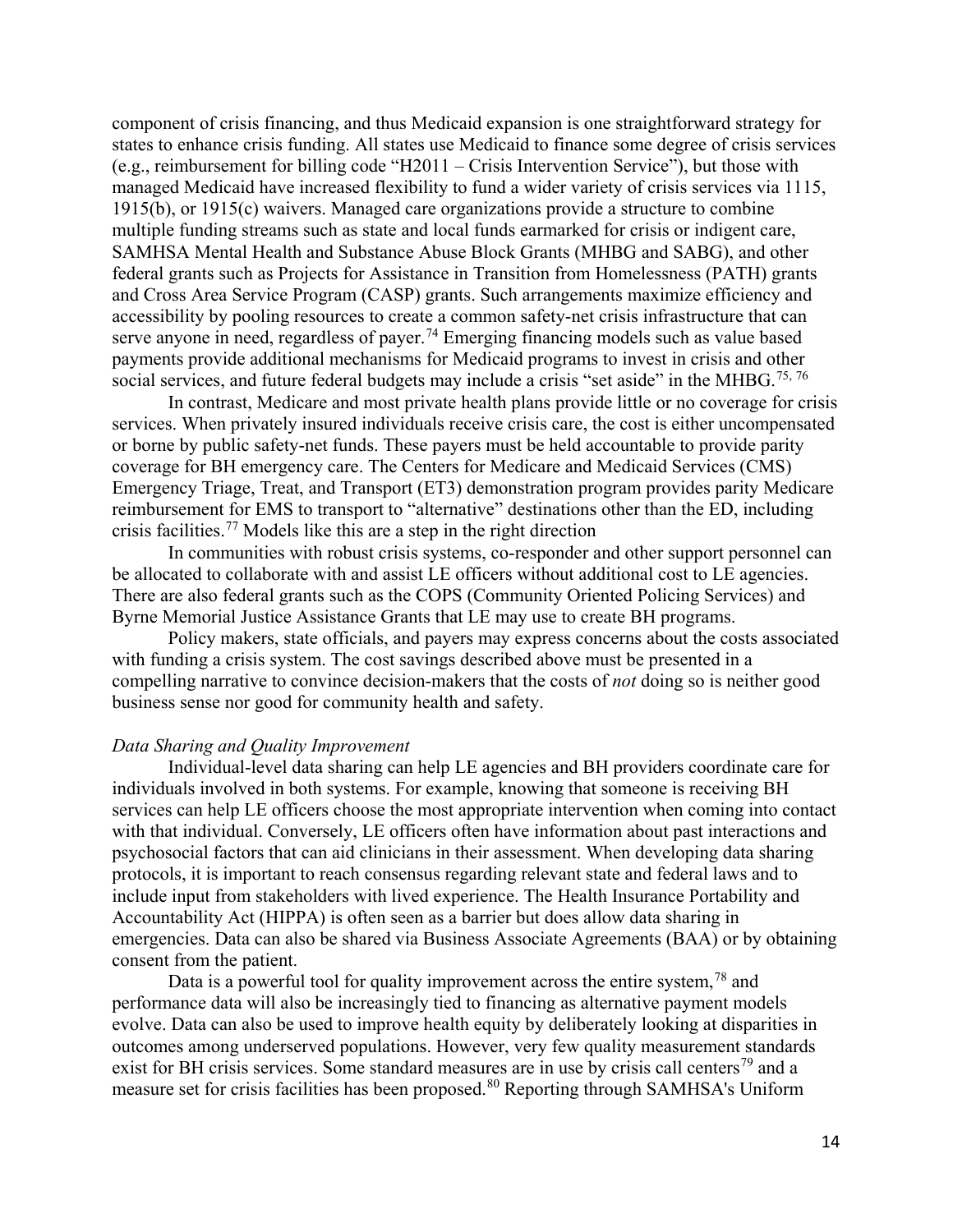component of crisis financing, and thus Medicaid expansion is one straightforward strategy for states to enhance crisis funding. All states use Medicaid to finance some degree of crisis services (e.g., reimbursement for billing code "H2011 – Crisis Intervention Service"), but those with managed Medicaid have increased flexibility to fund a wider variety of crisis services via 1115, 1915(b), or 1915(c) waivers. Managed care organizations provide a structure to combine multiple funding streams such as state and local funds earmarked for crisis or indigent care, SAMHSA Mental Health and Substance Abuse Block Grants (MHBG and SABG), and other federal grants such as Projects for Assistance in Transition from Homelessness (PATH) grants and Cross Area Service Program (CASP) grants. Such arrangements maximize efficiency and accessibility by pooling resources to create a common safety-net crisis infrastructure that can serve anyone in need, regardless of payer.[74] Emerging financing models such as value based payments provide additional mechanisms for Medicaid programs to invest in crisis and other social services, and future federal budgets may include a crisis "set aside" in the MHBG.[75, 76]

In contrast, Medicare and most private health plans provide little or no coverage for crisis services. When privately insured individuals receive crisis care, the cost is either uncompensated or borne by public safety-net funds. These payers must be held accountable to provide parity coverage for BH emergency care. The Centers for Medicare and Medicaid Services (CMS) Emergency Triage, Treat, and Transport (ET3) demonstration program provides parity Medicare reimbursement for EMS to transport to "alternative" destinations other than the ED, including crisis facilities.[77] Models like this are a step in the right direction

In communities with robust crisis systems, co-responder and other support personnel can be allocated to collaborate with and assist LE officers without additional cost to LE agencies. There are also federal grants such as the COPS (Community Oriented Policing Services) and Byrne Memorial Justice Assistance Grants that LE may use to create BH programs.

Policy makers, state officials, and payers may express concerns about the costs associated with funding a crisis system. The cost savings described above must be presented in a compelling narrative to convince decision-makers that the costs of *not* doing so is neither good business sense nor good for community health and safety.

*Data Sharing and Quality Improvement*

Individual-level data sharing can help LE agencies and BH providers coordinate care for individuals involved in both systems. For example, knowing that someone is receiving BH services can help LE officers choose the most appropriate intervention when coming into contact with that individual. Conversely, LE officers often have information about past interactions and psychosocial factors that can aid clinicians in their assessment. When developing data sharing protocols, it is important to reach consensus regarding relevant state and federal laws and to include input from stakeholders with lived experience. The Health Insurance Portability and Accountability Act (HIPPA) is often seen as a barrier but does allow data sharing in emergencies. Data can also be shared via Business Associate Agreements (BAA) or by obtaining consent from the patient.

Data is a powerful tool for quality improvement across the entire system,[78] and performance data will also be increasingly tied to financing as alternative payment models evolve. Data can also be used to improve health equity by deliberately looking at disparities in outcomes among underserved populations. However, very few quality measurement standards exist for BH crisis services. Some standard measures are in use by crisis call centers[79] and a measure set for crisis facilities has been proposed.[80] Reporting through SAMHSA's Uniform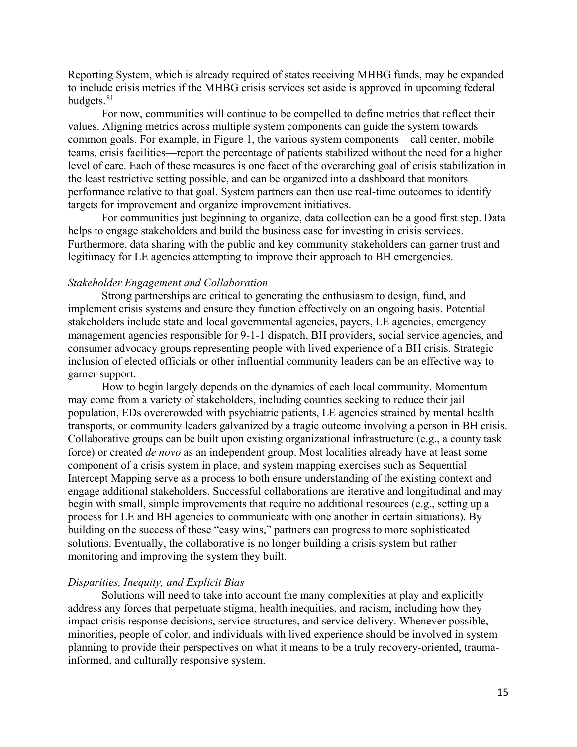Reporting System, which is already required of states receiving MHBG funds, may be expanded to include crisis metrics if the MHBG crisis services set aside is approved in upcoming federal budgets.[81]

For now, communities will continue to be compelled to define metrics that reflect their values. Aligning metrics across multiple system components can guide the system towards common goals. For example, in Figure 1, the various system components—call center, mobile teams, crisis facilities—report the percentage of patients stabilized without the need for a higher level of care. Each of these measures is one facet of the overarching goal of crisis stabilization in the least restrictive setting possible, and can be organized into a dashboard that monitors performance relative to that goal. System partners can then use real-time outcomes to identify targets for improvement and organize improvement initiatives.

For communities just beginning to organize, data collection can be a good first step. Data helps to engage stakeholders and build the business case for investing in crisis services. Furthermore, data sharing with the public and key community stakeholders can garner trust and legitimacy for LE agencies attempting to improve their approach to BH emergencies.

*Stakeholder Engagement and Collaboration*

Strong partnerships are critical to generating the enthusiasm to design, fund, and implement crisis systems and ensure they function effectively on an ongoing basis. Potential stakeholders include state and local governmental agencies, payers, LE agencies, emergency management agencies responsible for 9-1-1 dispatch, BH providers, social service agencies, and consumer advocacy groups representing people with lived experience of a BH crisis. Strategic inclusion of elected officials or other influential community leaders can be an effective way to garner support.

How to begin largely depends on the dynamics of each local community. Momentum may come from a variety of stakeholders, including counties seeking to reduce their jail population, EDs overcrowded with psychiatric patients, LE agencies strained by mental health transports, or community leaders galvanized by a tragic outcome involving a person in BH crisis. Collaborative groups can be built upon existing organizational infrastructure (e.g., a county task force) or created *de novo* as an independent group. Most localities already have at least some component of a crisis system in place, and system mapping exercises such as Sequential Intercept Mapping serve as a process to both ensure understanding of the existing context and engage additional stakeholders. Successful collaborations are iterative and longitudinal and may begin with small, simple improvements that require no additional resources (e.g., setting up a process for LE and BH agencies to communicate with one another in certain situations). By building on the success of these "easy wins," partners can progress to more sophisticated solutions. Eventually, the collaborative is no longer building a crisis system but rather monitoring and improving the system they built.

*Disparities, Inequity, and Explicit Bias*

Solutions will need to take into account the many complexities at play and explicitly address any forces that perpetuate stigma, health inequities, and racism, including how they impact crisis response decisions, service structures, and service delivery. Whenever possible, minorities, people of color, and individuals with lived experience should be involved in system planning to provide their perspectives on what it means to be a truly recovery-oriented, trauma-informed, and culturally responsive system.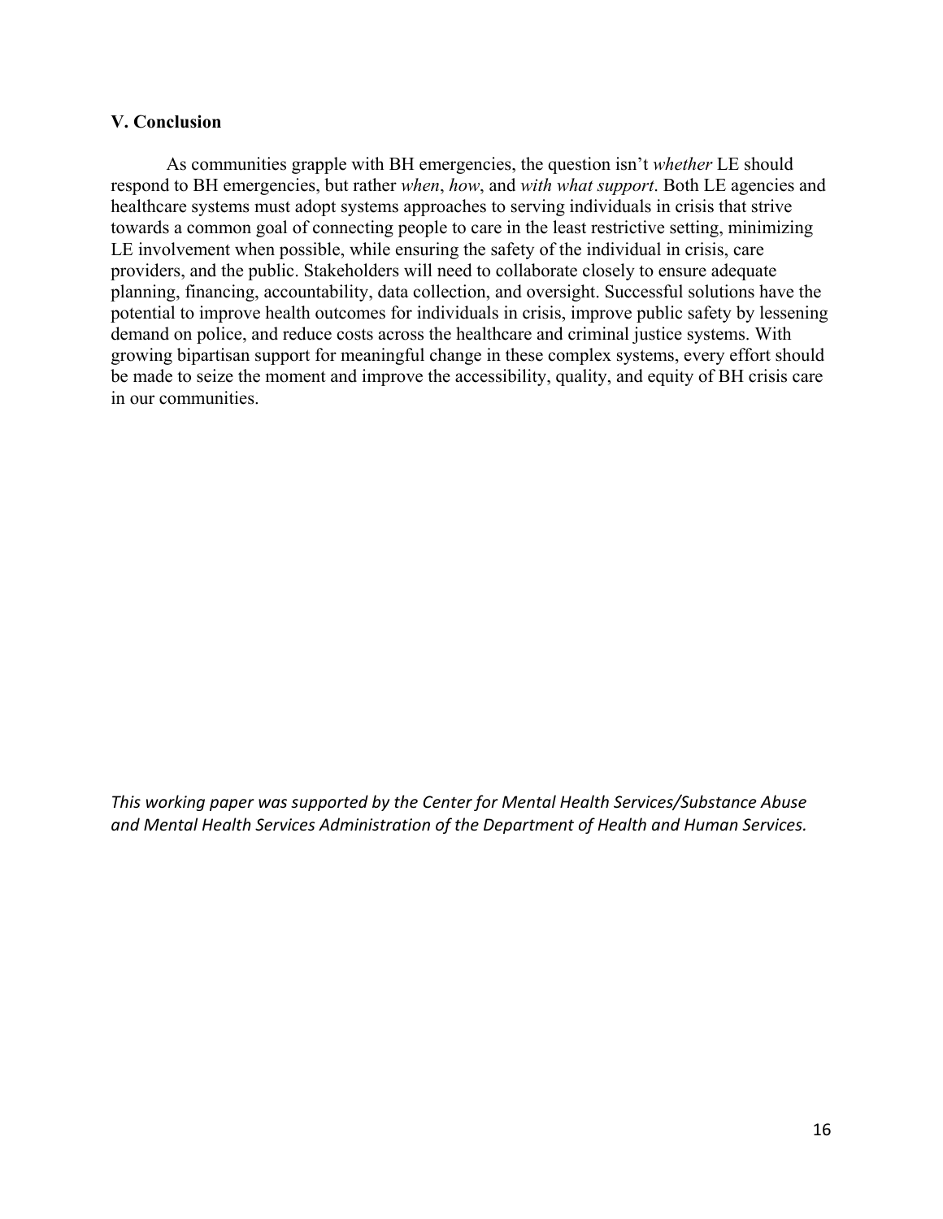## V. Conclusion

As communities grapple with BH emergencies, the question isn't *whether* LE should respond to BH emergencies, but rather *when*, *how*, and *with what support*. Both LE agencies and healthcare systems must adopt systems approaches to serving individuals in crisis that strive towards a common goal of connecting people to care in the least restrictive setting, minimizing LE involvement when possible, while ensuring the safety of the individual in crisis, care providers, and the public. Stakeholders will need to collaborate closely to ensure adequate planning, financing, accountability, data collection, and oversight. Successful solutions have the potential to improve health outcomes for individuals in crisis, improve public safety by lessening demand on police, and reduce costs across the healthcare and criminal justice systems. With growing bipartisan support for meaningful change in these complex systems, every effort should be made to seize the moment and improve the accessibility, quality, and equity of BH crisis care in our communities.

*This working paper was supported by the Center for Mental Health Services/Substance Abuse and Mental Health Services Administration of the Department of Health and Human Services.*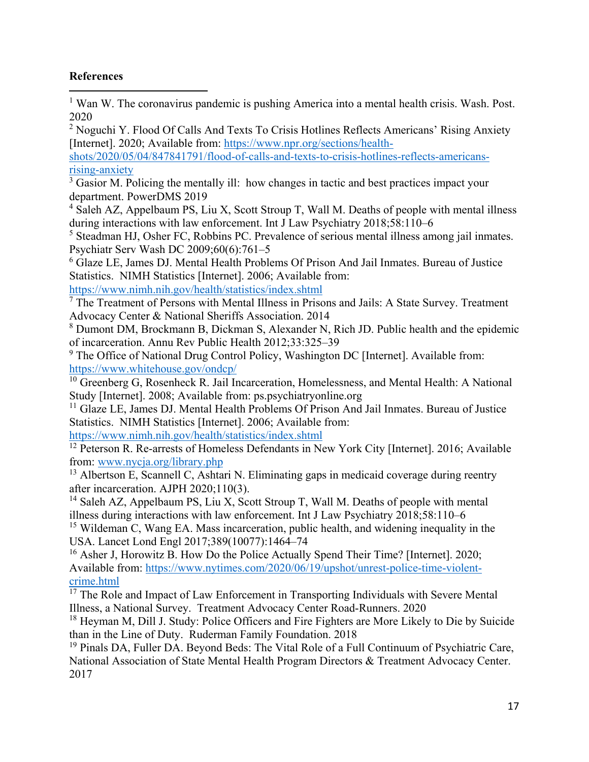**References**

[1] Wan W. The coronavirus pandemic is pushing America into a mental health crisis. Wash. Post. 2020

[2] Noguchi Y. Flood Of Calls And Texts To Crisis Hotlines Reflects Americans' Rising Anxiety [Internet]. 2020; Available from: https://www.npr.org/sections/health-shots/2020/05/04/847841791/flood-of-calls-and-texts-to-crisis-hotlines-reflects-americans-rising-anxiety

[3] Gasior M. Policing the mentally ill: how changes in tactic and best practices impact your department. PowerDMS 2019

[4] Saleh AZ, Appelbaum PS, Liu X, Scott Stroup T, Wall M. Deaths of people with mental illness during interactions with law enforcement. Int J Law Psychiatry 2018;58:110–6

[5] Steadman HJ, Osher FC, Robbins PC. Prevalence of serious mental illness among jail inmates. Psychiatr Serv Wash DC 2009;60(6):761–5

[6] Glaze LE, James DJ. Mental Health Problems Of Prison And Jail Inmates. Bureau of Justice Statistics. NIMH Statistics [Internet]. 2006; Available from: https://www.nimh.nih.gov/health/statistics/index.shtml

[7] The Treatment of Persons with Mental Illness in Prisons and Jails: A State Survey. Treatment Advocacy Center & National Sheriffs Association. 2014

[8] Dumont DM, Brockmann B, Dickman S, Alexander N, Rich JD. Public health and the epidemic of incarceration. Annu Rev Public Health 2012;33:325–39

[9] The Office of National Drug Control Policy, Washington DC [Internet]. Available from: https://www.whitehouse.gov/ondcp/

[10] Greenberg G, Rosenheck R. Jail Incarceration, Homelessness, and Mental Health: A National Study [Internet]. 2008; Available from: ps.psychiatryonline.org

[11] Glaze LE, James DJ. Mental Health Problems Of Prison And Jail Inmates. Bureau of Justice Statistics. NIMH Statistics [Internet]. 2006; Available from: https://www.nimh.nih.gov/health/statistics/index.shtml

[12] Peterson R. Re-arrests of Homeless Defendants in New York City [Internet]. 2016; Available from: www.nycja.org/library.php

[13] Albertson E, Scannell C, Ashtari N. Eliminating gaps in medicaid coverage during reentry after incarceration. AJPH 2020;110(3).

[14] Saleh AZ, Appelbaum PS, Liu X, Scott Stroup T, Wall M. Deaths of people with mental illness during interactions with law enforcement. Int J Law Psychiatry 2018;58:110–6

[15] Wildeman C, Wang EA. Mass incarceration, public health, and widening inequality in the USA. Lancet Lond Engl 2017;389(10077):1464–74

[16] Asher J, Horowitz B. How Do the Police Actually Spend Their Time? [Internet]. 2020; Available from: https://www.nytimes.com/2020/06/19/upshot/unrest-police-time-violent-crime.html

[17] The Role and Impact of Law Enforcement in Transporting Individuals with Severe Mental Illness, a National Survey. Treatment Advocacy Center Road-Runners. 2020

[18] Heyman M, Dill J. Study: Police Officers and Fire Fighters are More Likely to Die by Suicide than in the Line of Duty. Ruderman Family Foundation. 2018

[19] Pinals DA, Fuller DA. Beyond Beds: The Vital Role of a Full Continuum of Psychiatric Care, National Association of State Mental Health Program Directors & Treatment Advocacy Center. 2017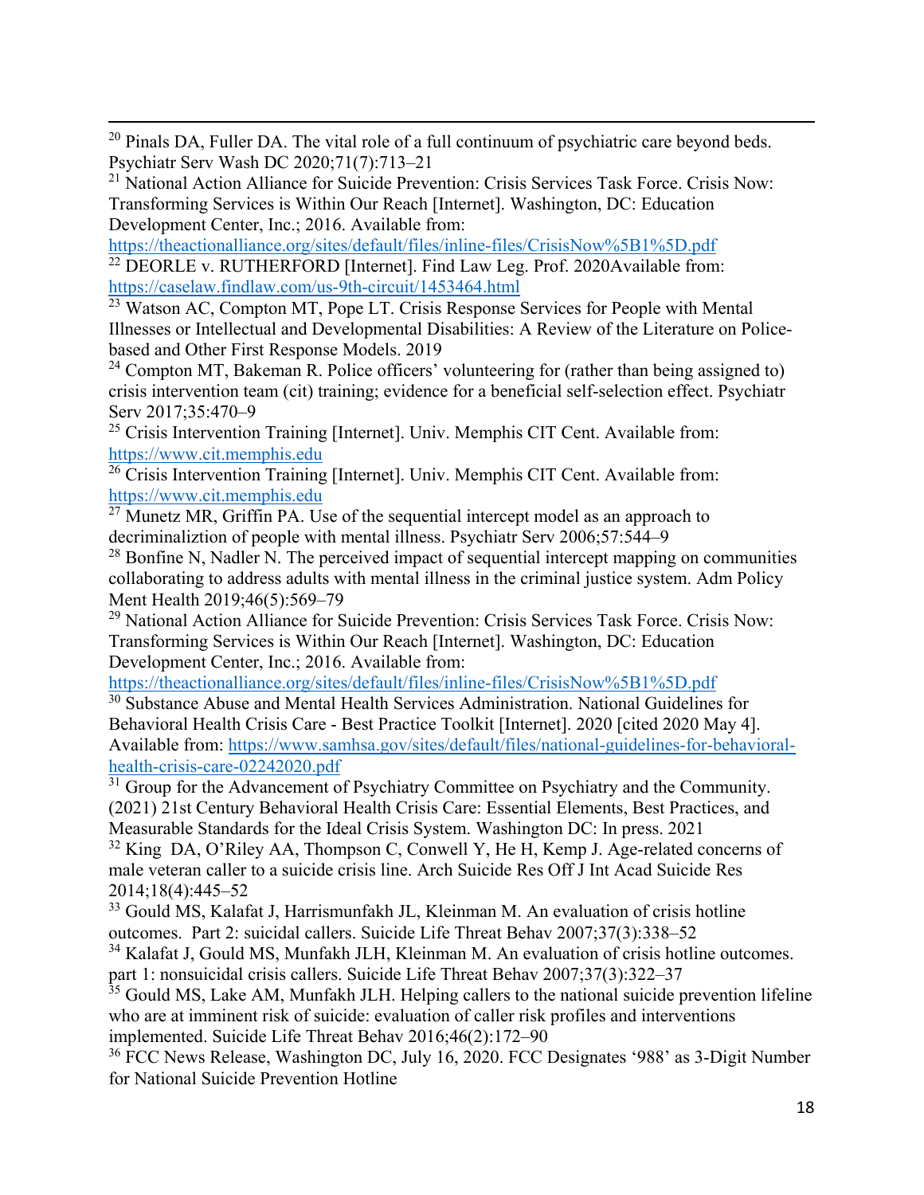[20] Pinals DA, Fuller DA. The vital role of a full continuum of psychiatric care beyond beds. Psychiatr Serv Wash DC 2020;71(7):713–21

[21] National Action Alliance for Suicide Prevention: Crisis Services Task Force. Crisis Now: Transforming Services is Within Our Reach [Internet]. Washington, DC: Education Development Center, Inc.; 2016. Available from: https://theactionalliance.org/sites/default/files/inline-files/CrisisNow%5B1%5D.pdf

[22] DEORLE v. RUTHERFORD [Internet]. Find Law Leg. Prof. 2020Available from: https://caselaw.findlaw.com/us-9th-circuit/1453464.html

[23] Watson AC, Compton MT, Pope LT. Crisis Response Services for People with Mental Illnesses or Intellectual and Developmental Disabilities: A Review of the Literature on Police-based and Other First Response Models. 2019

[24] Compton MT, Bakeman R. Police officers' volunteering for (rather than being assigned to) crisis intervention team (cit) training; evidence for a beneficial self-selection effect. Psychiatr Serv 2017;35:470–9

[25] Crisis Intervention Training [Internet]. Univ. Memphis CIT Cent. Available from: https://www.cit.memphis.edu

[26] Crisis Intervention Training [Internet]. Univ. Memphis CIT Cent. Available from: https://www.cit.memphis.edu

[27] Munetz MR, Griffin PA. Use of the sequential intercept model as an approach to decriminaliztion of people with mental illness. Psychiatr Serv 2006;57:544–9

[28] Bonfine N, Nadler N. The perceived impact of sequential intercept mapping on communities collaborating to address adults with mental illness in the criminal justice system. Adm Policy Ment Health 2019;46(5):569–79

[29] National Action Alliance for Suicide Prevention: Crisis Services Task Force. Crisis Now: Transforming Services is Within Our Reach [Internet]. Washington, DC: Education Development Center, Inc.; 2016. Available from: https://theactionalliance.org/sites/default/files/inline-files/CrisisNow%5B1%5D.pdf

[30] Substance Abuse and Mental Health Services Administration. National Guidelines for Behavioral Health Crisis Care - Best Practice Toolkit [Internet]. 2020 [cited 2020 May 4]. Available from: https://www.samhsa.gov/sites/default/files/national-guidelines-for-behavioral-health-crisis-care-02242020.pdf

[31] Group for the Advancement of Psychiatry Committee on Psychiatry and the Community. (2021) 21st Century Behavioral Health Crisis Care: Essential Elements, Best Practices, and Measurable Standards for the Ideal Crisis System. Washington DC: In press. 2021

[32] King DA, O'Riley AA, Thompson C, Conwell Y, He H, Kemp J. Age-related concerns of male veteran caller to a suicide crisis line. Arch Suicide Res Off J Int Acad Suicide Res 2014;18(4):445–52

[33] Gould MS, Kalafat J, Harrismunfakh JL, Kleinman M. An evaluation of crisis hotline outcomes. Part 2: suicidal callers. Suicide Life Threat Behav 2007;37(3):338–52

[34] Kalafat J, Gould MS, Munfakh JLH, Kleinman M. An evaluation of crisis hotline outcomes. part 1: nonsuicidal crisis callers. Suicide Life Threat Behav 2007;37(3):322–37

[35] Gould MS, Lake AM, Munfakh JLH. Helping callers to the national suicide prevention lifeline who are at imminent risk of suicide: evaluation of caller risk profiles and interventions implemented. Suicide Life Threat Behav 2016;46(2):172–90

[36] FCC News Release, Washington DC, July 16, 2020. FCC Designates '988' as 3-Digit Number for National Suicide Prevention Hotline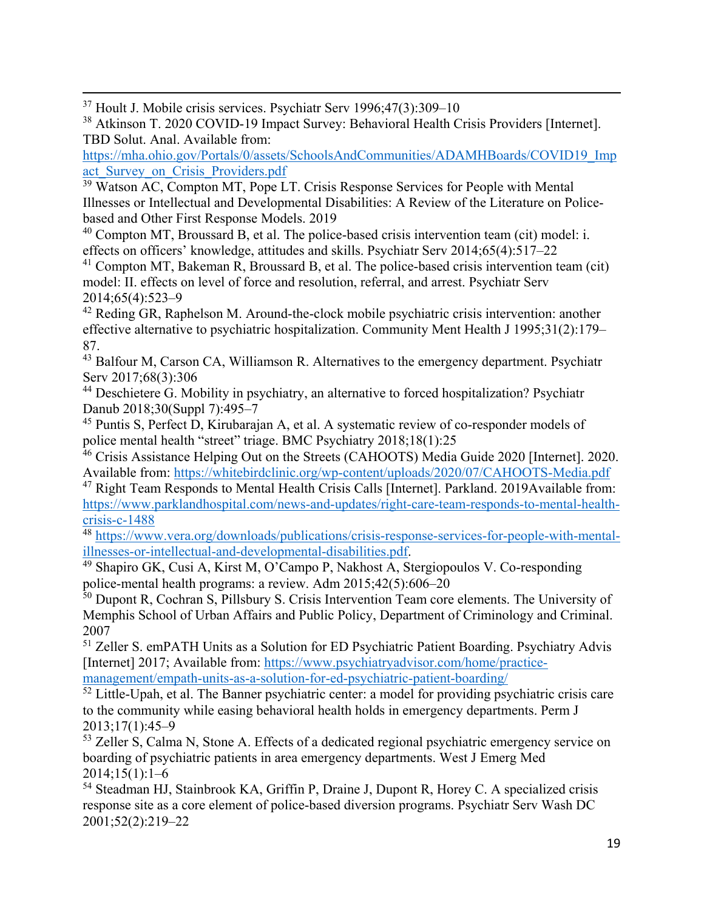[37] Hoult J. Mobile crisis services. Psychiatr Serv 1996;47(3):309–10

[38] Atkinson T. 2020 COVID-19 Impact Survey: Behavioral Health Crisis Providers [Internet]. TBD Solut. Anal. Available from: https://mha.ohio.gov/Portals/0/assets/SchoolsAndCommunities/ADAMHBoards/COVID19_Impact_Survey_on_Crisis_Providers.pdf

[39] Watson AC, Compton MT, Pope LT. Crisis Response Services for People with Mental Illnesses or Intellectual and Developmental Disabilities: A Review of the Literature on Police-based and Other First Response Models. 2019

[40] Compton MT, Broussard B, et al. The police-based crisis intervention team (cit) model: i. effects on officers' knowledge, attitudes and skills. Psychiatr Serv 2014;65(4):517–22

[41] Compton MT, Bakeman R, Broussard B, et al. The police-based crisis intervention team (cit) model: II. effects on level of force and resolution, referral, and arrest. Psychiatr Serv 2014;65(4):523–9

[42] Reding GR, Raphelson M. Around-the-clock mobile psychiatric crisis intervention: another effective alternative to psychiatric hospitalization. Community Ment Health J 1995;31(2):179–87.

[43] Balfour M, Carson CA, Williamson R. Alternatives to the emergency department. Psychiatr Serv 2017;68(3):306

[44] Deschietere G. Mobility in psychiatry, an alternative to forced hospitalization? Psychiatr Danub 2018;30(Suppl 7):495–7

[45] Puntis S, Perfect D, Kirubarajan A, et al. A systematic review of co-responder models of police mental health "street" triage. BMC Psychiatry 2018;18(1):25

[46] Crisis Assistance Helping Out on the Streets (CAHOOTS) Media Guide 2020 [Internet]. 2020. Available from: https://whitebirdclinic.org/wp-content/uploads/2020/07/CAHOOTS-Media.pdf

[47] Right Team Responds to Mental Health Crisis Calls [Internet]. Parkland. 2019Available from: https://www.parklandhospital.com/news-and-updates/right-care-team-responds-to-mental-health-crisis-c-1488

[48] https://www.vera.org/downloads/publications/crisis-response-services-for-people-with-mental-illnesses-or-intellectual-and-developmental-disabilities.pdf.

[49] Shapiro GK, Cusi A, Kirst M, O'Campo P, Nakhost A, Stergiopoulos V. Co-responding police-mental health programs: a review. Adm 2015;42(5):606–20

[50] Dupont R, Cochran S, Pillsbury S. Crisis Intervention Team core elements. The University of Memphis School of Urban Affairs and Public Policy, Department of Criminology and Criminal. 2007

[51] Zeller S. emPATH Units as a Solution for ED Psychiatric Patient Boarding. Psychiatry Advis [Internet] 2017; Available from: https://www.psychiatryadvisor.com/home/practice-management/empath-units-as-a-solution-for-ed-psychiatric-patient-boarding/

[52] Little-Upah, et al. The Banner psychiatric center: a model for providing psychiatric crisis care to the community while easing behavioral health holds in emergency departments. Perm J 2013;17(1):45–9

[53] Zeller S, Calma N, Stone A. Effects of a dedicated regional psychiatric emergency service on boarding of psychiatric patients in area emergency departments. West J Emerg Med 2014;15(1):1–6

[54] Steadman HJ, Stainbrook KA, Griffin P, Draine J, Dupont R, Horey C. A specialized crisis response site as a core element of police-based diversion programs. Psychiatr Serv Wash DC 2001;52(2):219–22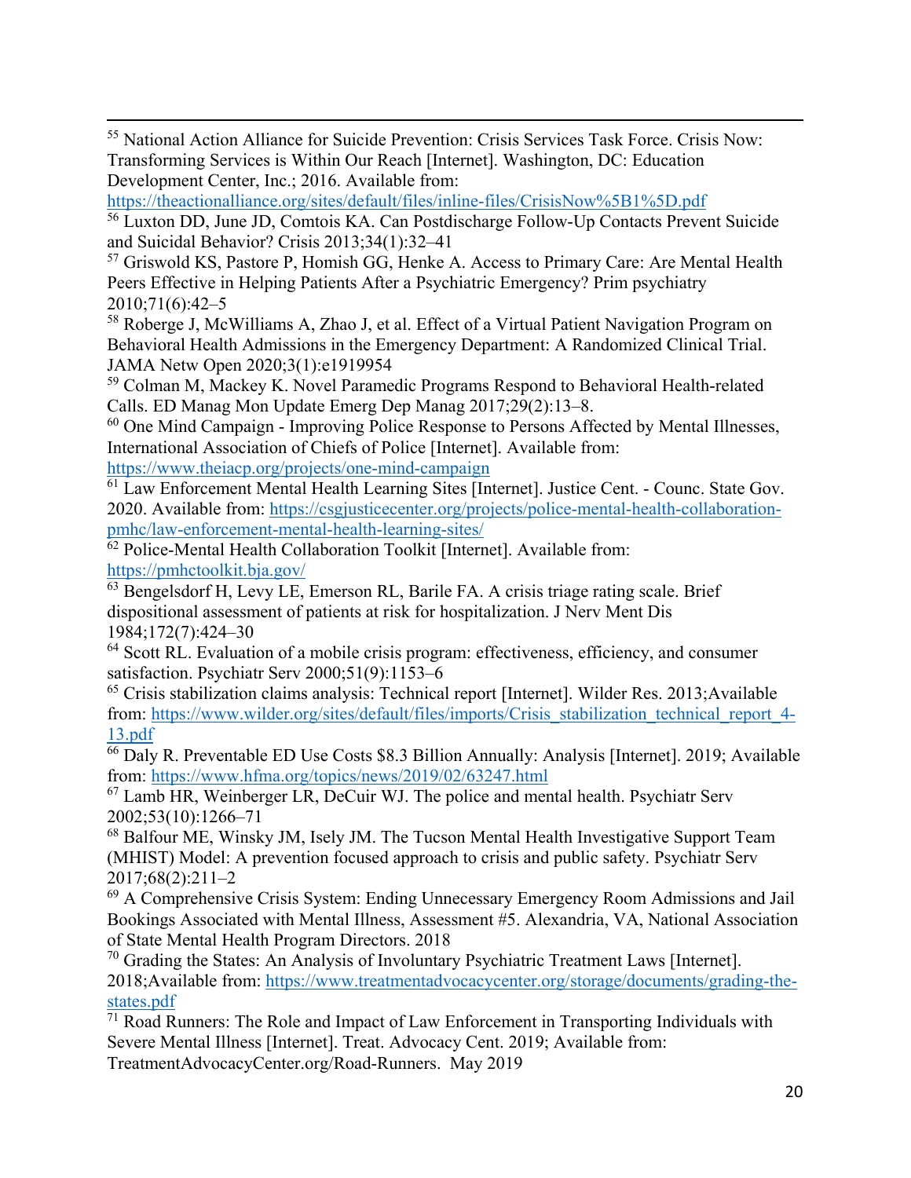[55] National Action Alliance for Suicide Prevention: Crisis Services Task Force. Crisis Now: Transforming Services is Within Our Reach [Internet]. Washington, DC: Education Development Center, Inc.; 2016. Available from: https://theactionalliance.org/sites/default/files/inline-files/CrisisNow%5B1%5D.pdf

[56] Luxton DD, June JD, Comtois KA. Can Postdischarge Follow-Up Contacts Prevent Suicide and Suicidal Behavior? Crisis 2013;34(1):32–41

[57] Griswold KS, Pastore P, Homish GG, Henke A. Access to Primary Care: Are Mental Health Peers Effective in Helping Patients After a Psychiatric Emergency? Prim psychiatry 2010;71(6):42–5

[58] Roberge J, McWilliams A, Zhao J, et al. Effect of a Virtual Patient Navigation Program on Behavioral Health Admissions in the Emergency Department: A Randomized Clinical Trial. JAMA Netw Open 2020;3(1):e1919954

[59] Colman M, Mackey K. Novel Paramedic Programs Respond to Behavioral Health-related Calls. ED Manag Mon Update Emerg Dep Manag 2017;29(2):13–8.

[60] One Mind Campaign - Improving Police Response to Persons Affected by Mental Illnesses, International Association of Chiefs of Police [Internet]. Available from: https://www.theiacp.org/projects/one-mind-campaign

[61] Law Enforcement Mental Health Learning Sites [Internet]. Justice Cent. - Counc. State Gov. 2020. Available from: https://csgjusticecenter.org/projects/police-mental-health-collaboration-pmhc/law-enforcement-mental-health-learning-sites/

[62] Police-Mental Health Collaboration Toolkit [Internet]. Available from: https://pmhctoolkit.bja.gov/

[63] Bengelsdorf H, Levy LE, Emerson RL, Barile FA. A crisis triage rating scale. Brief dispositional assessment of patients at risk for hospitalization. J Nerv Ment Dis 1984;172(7):424–30

[64] Scott RL. Evaluation of a mobile crisis program: effectiveness, efficiency, and consumer satisfaction. Psychiatr Serv 2000;51(9):1153–6

[65] Crisis stabilization claims analysis: Technical report [Internet]. Wilder Res. 2013;Available from: https://www.wilder.org/sites/default/files/imports/Crisis_stabilization_technical_report_4-13.pdf

[66] Daly R. Preventable ED Use Costs $8.3 Billion Annually: Analysis [Internet]. 2019; Available from: https://www.hfma.org/topics/news/2019/02/63247.html

[67] Lamb HR, Weinberger LR, DeCuir WJ. The police and mental health. Psychiatr Serv 2002;53(10):1266–71

[68] Balfour ME, Winsky JM, Isely JM. The Tucson Mental Health Investigative Support Team (MHIST) Model: A prevention focused approach to crisis and public safety. Psychiatr Serv 2017;68(2):211–2

[69] A Comprehensive Crisis System: Ending Unnecessary Emergency Room Admissions and Jail Bookings Associated with Mental Illness, Assessment #5. Alexandria, VA, National Association of State Mental Health Program Directors. 2018

[70] Grading the States: An Analysis of Involuntary Psychiatric Treatment Laws [Internet]. 2018;Available from: https://www.treatmentadvocacycenter.org/storage/documents/grading-the-states.pdf

[71] Road Runners: The Role and Impact of Law Enforcement in Transporting Individuals with Severe Mental Illness [Internet]. Treat. Advocacy Cent. 2019; Available from: TreatmentAdvocacyCenter.org/Road-Runners. May 2019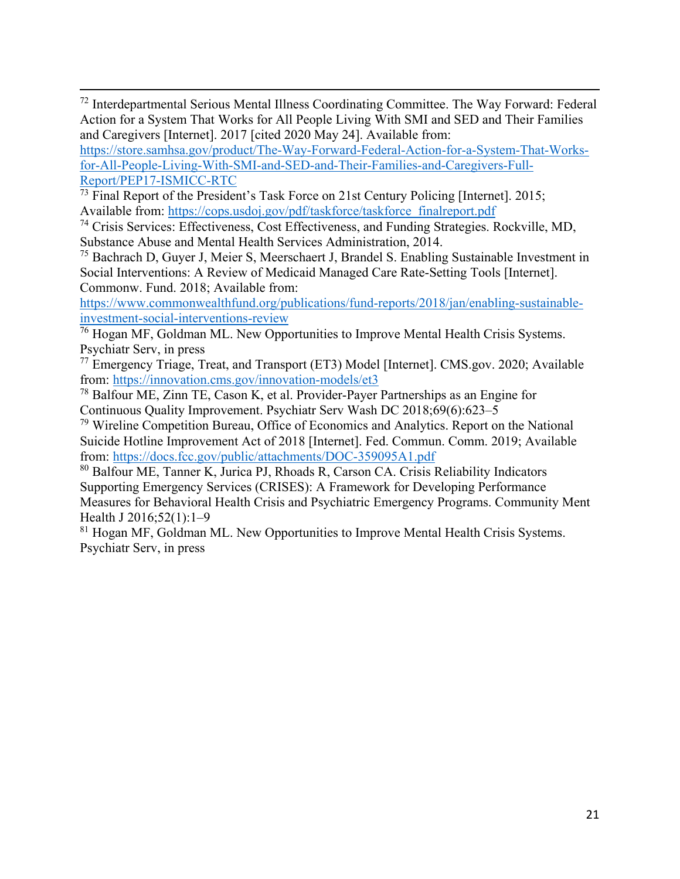[72] Interdepartmental Serious Mental Illness Coordinating Committee. The Way Forward: Federal Action for a System That Works for All People Living With SMI and SED and Their Families and Caregivers [Internet]. 2017 [cited 2020 May 24]. Available from: https://store.samhsa.gov/product/The-Way-Forward-Federal-Action-for-a-System-That-Works-for-All-People-Living-With-SMI-and-SED-and-Their-Families-and-Caregivers-Full-Report/PEP17-ISMICC-RTC

[73] Final Report of the President's Task Force on 21st Century Policing [Internet]. 2015; Available from: https://cops.usdoj.gov/pdf/taskforce/taskforce_finalreport.pdf

[74] Crisis Services: Effectiveness, Cost Effectiveness, and Funding Strategies. Rockville, MD, Substance Abuse and Mental Health Services Administration, 2014.

[75] Bachrach D, Guyer J, Meier S, Meerschaert J, Brandel S. Enabling Sustainable Investment in Social Interventions: A Review of Medicaid Managed Care Rate-Setting Tools [Internet]. Commonw. Fund. 2018; Available from: https://www.commonwealthfund.org/publications/fund-reports/2018/jan/enabling-sustainable-investment-social-interventions-review

[76] Hogan MF, Goldman ML. New Opportunities to Improve Mental Health Crisis Systems. Psychiatr Serv, in press

[77] Emergency Triage, Treat, and Transport (ET3) Model [Internet]. CMS.gov. 2020; Available from: https://innovation.cms.gov/innovation-models/et3

[78] Balfour ME, Zinn TE, Cason K, et al. Provider-Payer Partnerships as an Engine for Continuous Quality Improvement. Psychiatr Serv Wash DC 2018;69(6):623–5

[79] Wireline Competition Bureau, Office of Economics and Analytics. Report on the National Suicide Hotline Improvement Act of 2018 [Internet]. Fed. Commun. Comm. 2019; Available from: https://docs.fcc.gov/public/attachments/DOC-359095A1.pdf

[80] Balfour ME, Tanner K, Jurica PJ, Rhoads R, Carson CA. Crisis Reliability Indicators Supporting Emergency Services (CRISES): A Framework for Developing Performance Measures for Behavioral Health Crisis and Psychiatric Emergency Programs. Community Ment Health J 2016;52(1):1–9

[81] Hogan MF, Goldman ML. New Opportunities to Improve Mental Health Crisis Systems. Psychiatr Serv, in press